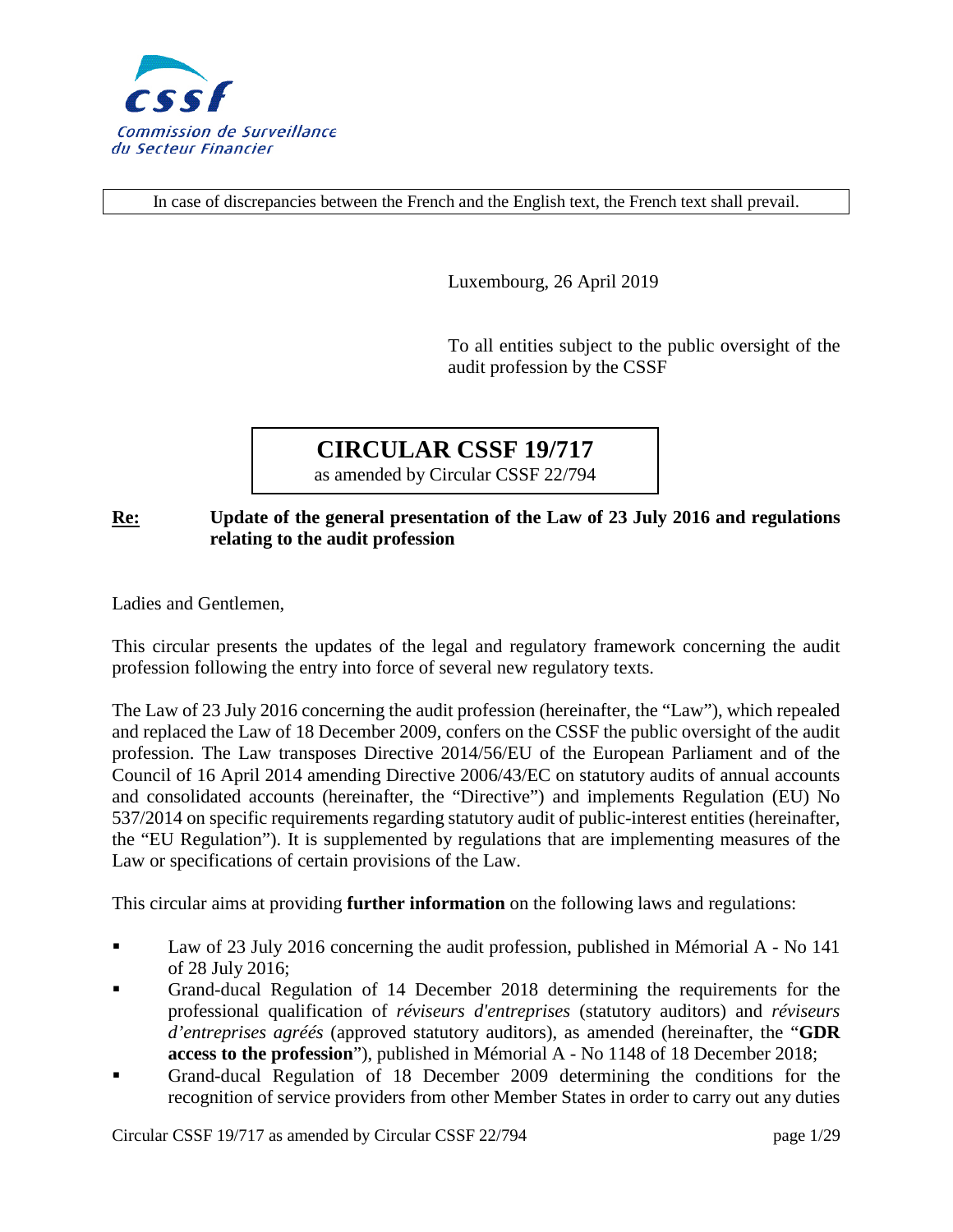Commission de Surveillance du Secteur Financier

In case of discrepancies between the French and the English text, the French text shall prevail.

Luxembourg, 26 April 2019

To all entities subject to the public oversight of the audit profession by the CSSF

# CIRCULAR CSSF 19/717

as amended by Circular CSSF 22/794

**Re: Update of the general presentation of the Law of 23 July 2016 and regulations relating to the audit profession**

Ladies and Gentlemen,

This circular presents the updates of the legal and regulatory framework concerning the audit profession following the entry into force of several new regulatory texts.

The Law of 23 July 2016 concerning the audit profession (hereinafter, the "Law"), which repealed and replaced the Law of 18 December 2009, confers on the CSSF the public oversight of the audit profession. The Law transposes Directive 2014/56/EU of the European Parliament and of the Council of 16 April 2014 amending Directive 2006/43/EC on statutory audits of annual accounts and consolidated accounts (hereinafter, the "Directive") and implements Regulation (EU) No 537/2014 on specific requirements regarding statutory audit of public-interest entities (hereinafter, the "EU Regulation"). It is supplemented by regulations that are implementing measures of the Law or specifications of certain provisions of the Law.

This circular aims at providing **further information** on the following laws and regulations:

- Law of 23 July 2016 concerning the audit profession, published in Mémorial A - No 141 of 28 July 2016;
- Grand-ducal Regulation of 14 December 2018 determining the requirements for the professional qualification of *réviseurs d'entreprises* (statutory auditors) and *réviseurs d'entreprises agréés* (approved statutory auditors), as amended (hereinafter, the "**GDR access to the profession**"), published in Mémorial A - No 1148 of 18 December 2018;
- Grand-ducal Regulation of 18 December 2009 determining the conditions for the recognition of service providers from other Member States in order to carry out any duties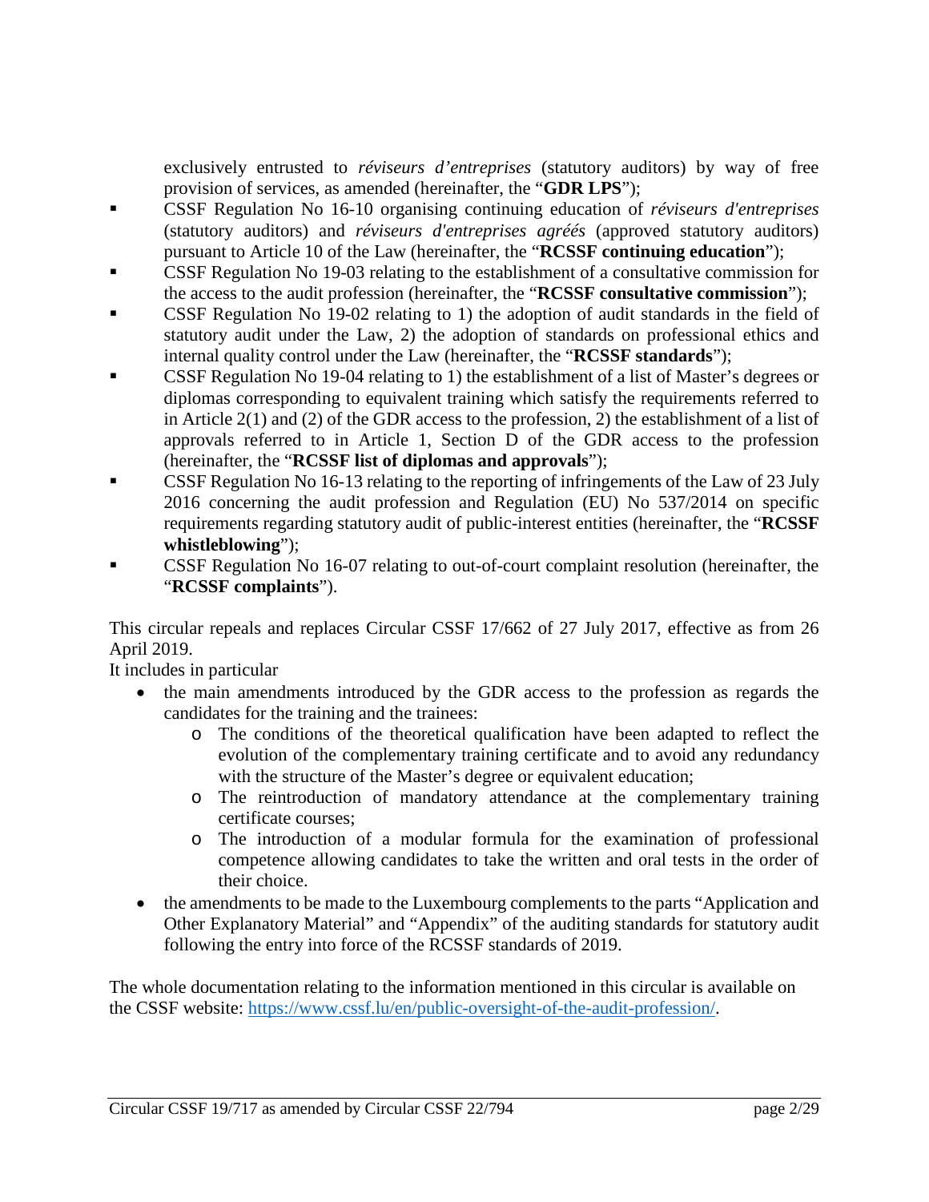exclusively entrusted to *réviseurs d'entreprises* (statutory auditors) by way of free provision of services, as amended (hereinafter, the "**GDR LPS**");

- CSSF Regulation No 16-10 organising continuing education of *réviseurs d'entreprises* (statutory auditors) and *réviseurs d'entreprises agréés* (approved statutory auditors) pursuant to Article 10 of the Law (hereinafter, the "**RCSSF continuing education**");
- CSSF Regulation No 19-03 relating to the establishment of a consultative commission for the access to the audit profession (hereinafter, the "**RCSSF consultative commission**");
- CSSF Regulation No 19-02 relating to 1) the adoption of audit standards in the field of statutory audit under the Law, 2) the adoption of standards on professional ethics and internal quality control under the Law (hereinafter, the "**RCSSF standards**");
- CSSF Regulation No 19-04 relating to 1) the establishment of a list of Master's degrees or diplomas corresponding to equivalent training which satisfy the requirements referred to in Article 2(1) and (2) of the GDR access to the profession, 2) the establishment of a list of approvals referred to in Article 1, Section D of the GDR access to the profession (hereinafter, the "**RCSSF list of diplomas and approvals**");
- CSSF Regulation No 16-13 relating to the reporting of infringements of the Law of 23 July 2016 concerning the audit profession and Regulation (EU) No 537/2014 on specific requirements regarding statutory audit of public-interest entities (hereinafter, the "**RCSSF whistleblowing**");
- CSSF Regulation No 16-07 relating to out-of-court complaint resolution (hereinafter, the "**RCSSF complaints**").

This circular repeals and replaces Circular CSSF 17/662 of 27 July 2017, effective as from 26 April 2019.
It includes in particular

- the main amendments introduced by the GDR access to the profession as regards the candidates for the training and the trainees:
  - The conditions of the theoretical qualification have been adapted to reflect the evolution of the complementary training certificate and to avoid any redundancy with the structure of the Master's degree or equivalent education;
  - The reintroduction of mandatory attendance at the complementary training certificate courses;
  - The introduction of a modular formula for the examination of professional competence allowing candidates to take the written and oral tests in the order of their choice.
- the amendments to be made to the Luxembourg complements to the parts "Application and Other Explanatory Material" and "Appendix" of the auditing standards for statutory audit following the entry into force of the RCSSF standards of 2019.

The whole documentation relating to the information mentioned in this circular is available on the CSSF website: [https://www.cssf.lu/en/public-oversight-of-the-audit-profession/](https://www.cssf.lu/en/public-oversight-of-the-audit-profession/).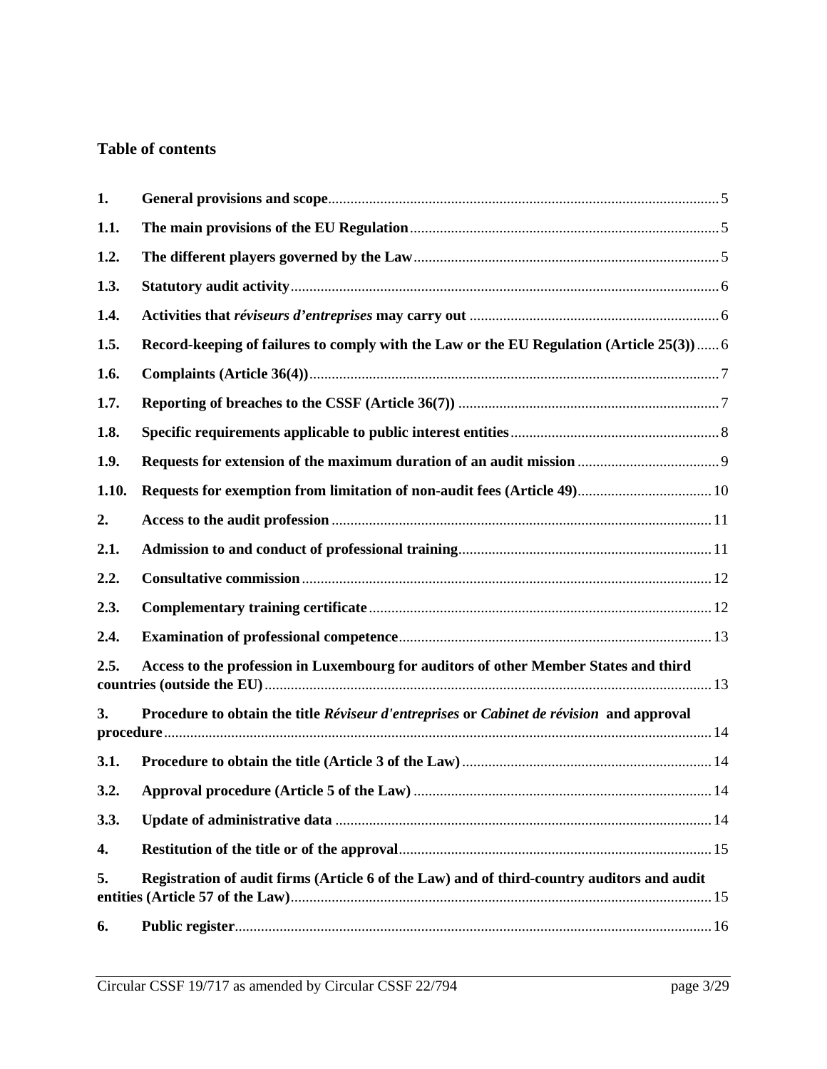## Table of contents

| | | |
|---|---|---|
| **1.** | **General provisions and scope** | 5 |
| **1.1.** | **The main provisions of the EU Regulation** | 5 |
| **1.2.** | **The different players governed by the Law** | 5 |
| **1.3.** | **Statutory audit activity** | 6 |
| **1.4.** | **Activities that *réviseurs d'entreprises* may carry out** | 6 |
| **1.5.** | **Record-keeping of failures to comply with the Law or the EU Regulation (Article 25(3))** | 6 |
| **1.6.** | **Complaints (Article 36(4))** | 7 |
| **1.7.** | **Reporting of breaches to the CSSF (Article 36(7))** | 7 |
| **1.8.** | **Specific requirements applicable to public interest entities** | 8 |
| **1.9.** | **Requests for extension of the maximum duration of an audit mission** | 9 |
| **1.10.** | **Requests for exemption from limitation of non-audit fees (Article 49)** | 10 |
| **2.** | **Access to the audit profession** | 11 |
| **2.1.** | **Admission to and conduct of professional training** | 11 |
| **2.2.** | **Consultative commission** | 12 |
| **2.3.** | **Complementary training certificate** | 12 |
| **2.4.** | **Examination of professional competence** | 13 |
| **2.5.** | **Access to the profession in Luxembourg for auditors of other Member States and third countries (outside the EU)** | 13 |
| **3.** | **Procedure to obtain the title *Réviseur d'entreprises* or *Cabinet de révision* and approval procedure** | 14 |
| **3.1.** | **Procedure to obtain the title (Article 3 of the Law)** | 14 |
| **3.2.** | **Approval procedure (Article 5 of the Law)** | 14 |
| **3.3.** | **Update of administrative data** | 14 |
| **4.** | **Restitution of the title or of the approval** | 15 |
| **5.** | **Registration of audit firms (Article 6 of the Law) and of third-country auditors and audit entities (Article 57 of the Law)** | 15 |
| **6.** | **Public register** | 16 |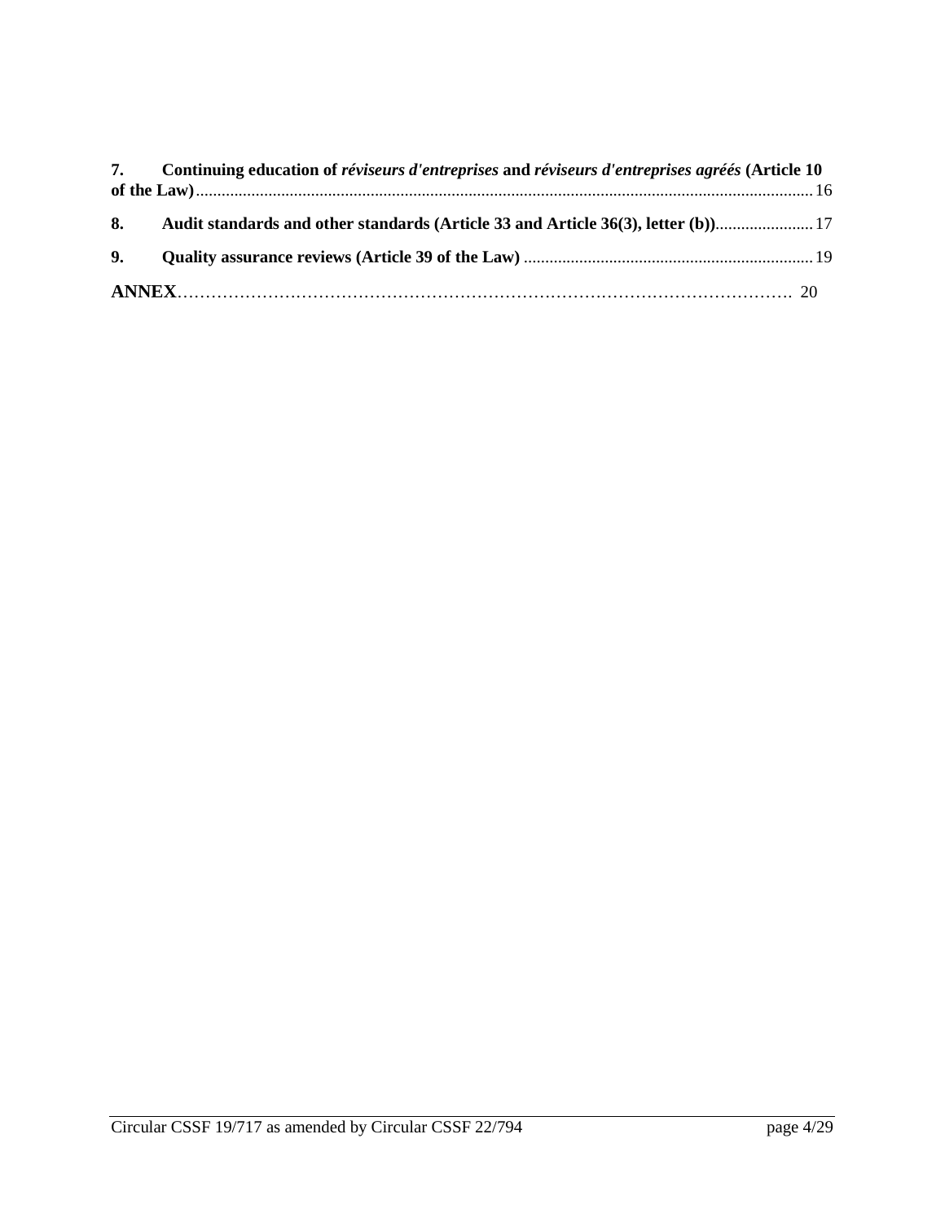**7. Continuing education of *réviseurs d'entreprises* and *réviseurs d'entreprises agréés* (Article 10 of the Law)** ............ 16

**8. Audit standards and other standards (Article 33 and Article 36(3), letter (b))** ............ 17

**9. Quality assurance reviews (Article 39 of the Law)** ............ 19

**ANNEX** ............ 20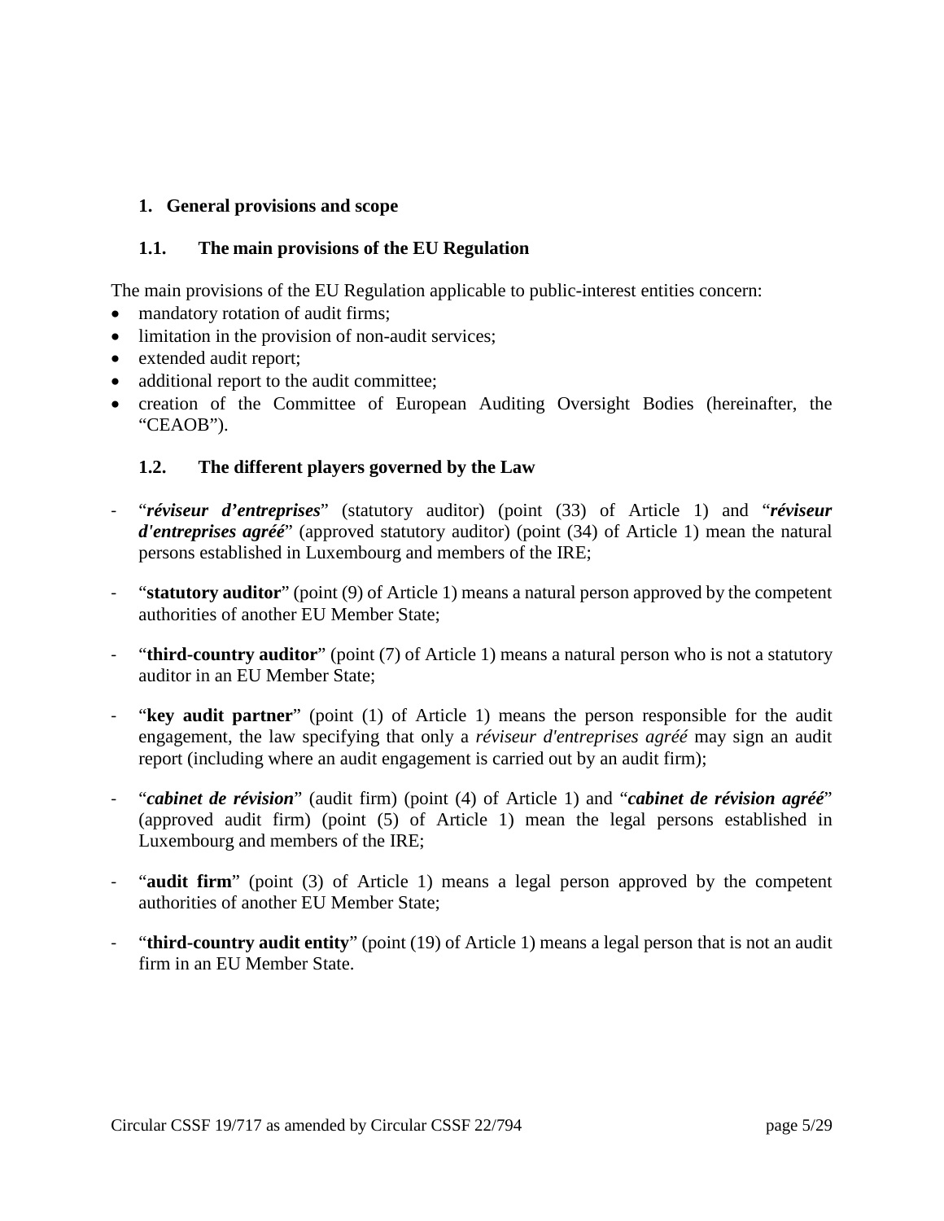## 1. General provisions and scope

### 1.1. The main provisions of the EU Regulation

The main provisions of the EU Regulation applicable to public-interest entities concern:

- mandatory rotation of audit firms;
- limitation in the provision of non-audit services;
- extended audit report;
- additional report to the audit committee;
- creation of the Committee of European Auditing Oversight Bodies (hereinafter, the "CEAOB").

### 1.2. The different players governed by the Law

- "***réviseur d'entreprises***" (statutory auditor) (point (33) of Article 1) and "***réviseur d'entreprises agréé***" (approved statutory auditor) (point (34) of Article 1) mean the natural persons established in Luxembourg and members of the IRE;

- "**statutory auditor**" (point (9) of Article 1) means a natural person approved by the competent authorities of another EU Member State;

- "**third-country auditor**" (point (7) of Article 1) means a natural person who is not a statutory auditor in an EU Member State;

- "**key audit partner**" (point (1) of Article 1) means the person responsible for the audit engagement, the law specifying that only a *réviseur d'entreprises agréé* may sign an audit report (including where an audit engagement is carried out by an audit firm);

- "***cabinet de révision***" (audit firm) (point (4) of Article 1) and "***cabinet de révision agréé***" (approved audit firm) (point (5) of Article 1) mean the legal persons established in Luxembourg and members of the IRE;

- "**audit firm**" (point (3) of Article 1) means a legal person approved by the competent authorities of another EU Member State;

- "**third-country audit entity**" (point (19) of Article 1) means a legal person that is not an audit firm in an EU Member State.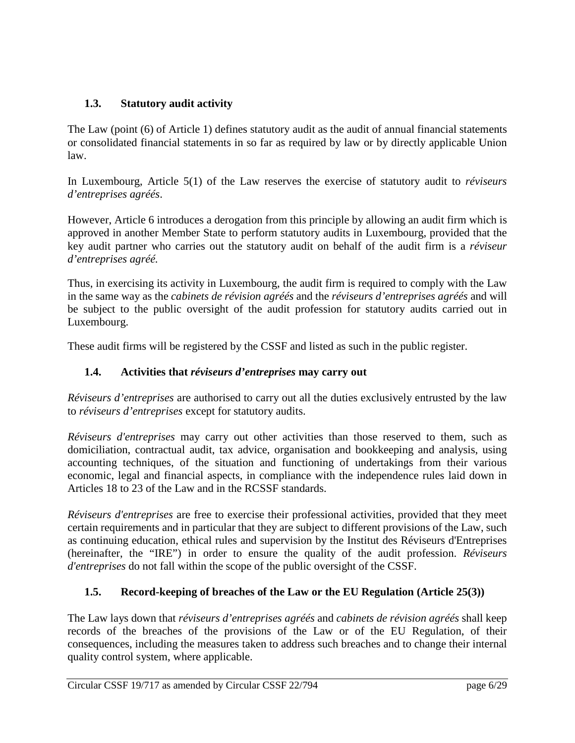### 1.3. Statutory audit activity

The Law (point (6) of Article 1) defines statutory audit as the audit of annual financial statements or consolidated financial statements in so far as required by law or by directly applicable Union law.

In Luxembourg, Article 5(1) of the Law reserves the exercise of statutory audit to *réviseurs d'entreprises agréés*.

However, Article 6 introduces a derogation from this principle by allowing an audit firm which is approved in another Member State to perform statutory audits in Luxembourg, provided that the key audit partner who carries out the statutory audit on behalf of the audit firm is a *réviseur d'entreprises agréé.*

Thus, in exercising its activity in Luxembourg, the audit firm is required to comply with the Law in the same way as the *cabinets de révision agréés* and the *réviseurs d'entreprises agréés* and will be subject to the public oversight of the audit profession for statutory audits carried out in Luxembourg.

These audit firms will be registered by the CSSF and listed as such in the public register.

### 1.4. Activities that *réviseurs d'entreprises* may carry out

*Réviseurs d'entreprises* are authorised to carry out all the duties exclusively entrusted by the law to *réviseurs d'entreprises* except for statutory audits.

*Réviseurs d'entreprises* may carry out other activities than those reserved to them, such as domiciliation, contractual audit, tax advice, organisation and bookkeeping and analysis, using accounting techniques, of the situation and functioning of undertakings from their various economic, legal and financial aspects, in compliance with the independence rules laid down in Articles 18 to 23 of the Law and in the RCSSF standards.

*Réviseurs d'entreprises* are free to exercise their professional activities, provided that they meet certain requirements and in particular that they are subject to different provisions of the Law, such as continuing education, ethical rules and supervision by the Institut des Réviseurs d'Entreprises (hereinafter, the "IRE") in order to ensure the quality of the audit profession. *Réviseurs d'entreprises* do not fall within the scope of the public oversight of the CSSF.

### 1.5. Record-keeping of breaches of the Law or the EU Regulation (Article 25(3))

The Law lays down that *réviseurs d'entreprises agréés* and *cabinets de révision agréés* shall keep records of the breaches of the provisions of the Law or of the EU Regulation, of their consequences, including the measures taken to address such breaches and to change their internal quality control system, where applicable.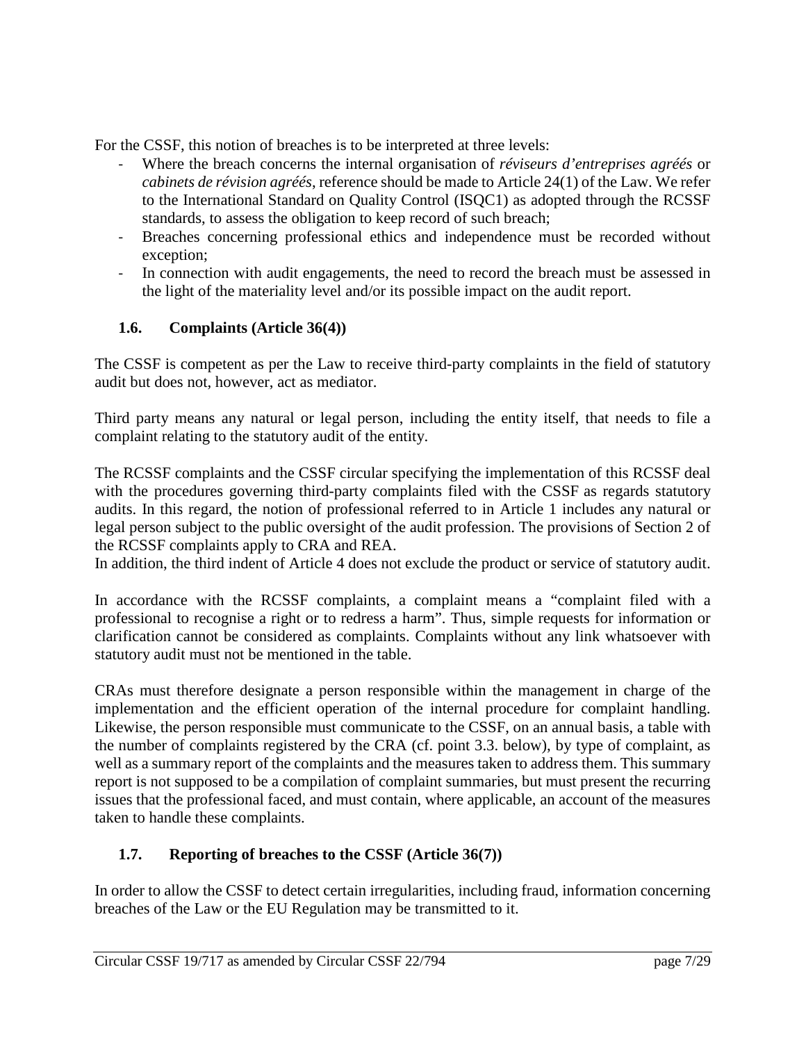For the CSSF, this notion of breaches is to be interpreted at three levels:

- Where the breach concerns the internal organisation of *réviseurs d'entreprises agréés* or *cabinets de révision agréés*, reference should be made to Article 24(1) of the Law. We refer to the International Standard on Quality Control (ISQC1) as adopted through the RCSSF standards, to assess the obligation to keep record of such breach;
- Breaches concerning professional ethics and independence must be recorded without exception;
- In connection with audit engagements, the need to record the breach must be assessed in the light of the materiality level and/or its possible impact on the audit report.

### 1.6. Complaints (Article 36(4))

The CSSF is competent as per the Law to receive third-party complaints in the field of statutory audit but does not, however, act as mediator.

Third party means any natural or legal person, including the entity itself, that needs to file a complaint relating to the statutory audit of the entity.

The RCSSF complaints and the CSSF circular specifying the implementation of this RCSSF deal with the procedures governing third-party complaints filed with the CSSF as regards statutory audits. In this regard, the notion of professional referred to in Article 1 includes any natural or legal person subject to the public oversight of the audit profession. The provisions of Section 2 of the RCSSF complaints apply to CRA and REA.
In addition, the third indent of Article 4 does not exclude the product or service of statutory audit.

In accordance with the RCSSF complaints, a complaint means a "complaint filed with a professional to recognise a right or to redress a harm". Thus, simple requests for information or clarification cannot be considered as complaints. Complaints without any link whatsoever with statutory audit must not be mentioned in the table.

CRAs must therefore designate a person responsible within the management in charge of the implementation and the efficient operation of the internal procedure for complaint handling. Likewise, the person responsible must communicate to the CSSF, on an annual basis, a table with the number of complaints registered by the CRA (cf. point 3.3. below), by type of complaint, as well as a summary report of the complaints and the measures taken to address them. This summary report is not supposed to be a compilation of complaint summaries, but must present the recurring issues that the professional faced, and must contain, where applicable, an account of the measures taken to handle these complaints.

### 1.7. Reporting of breaches to the CSSF (Article 36(7))

In order to allow the CSSF to detect certain irregularities, including fraud, information concerning breaches of the Law or the EU Regulation may be transmitted to it.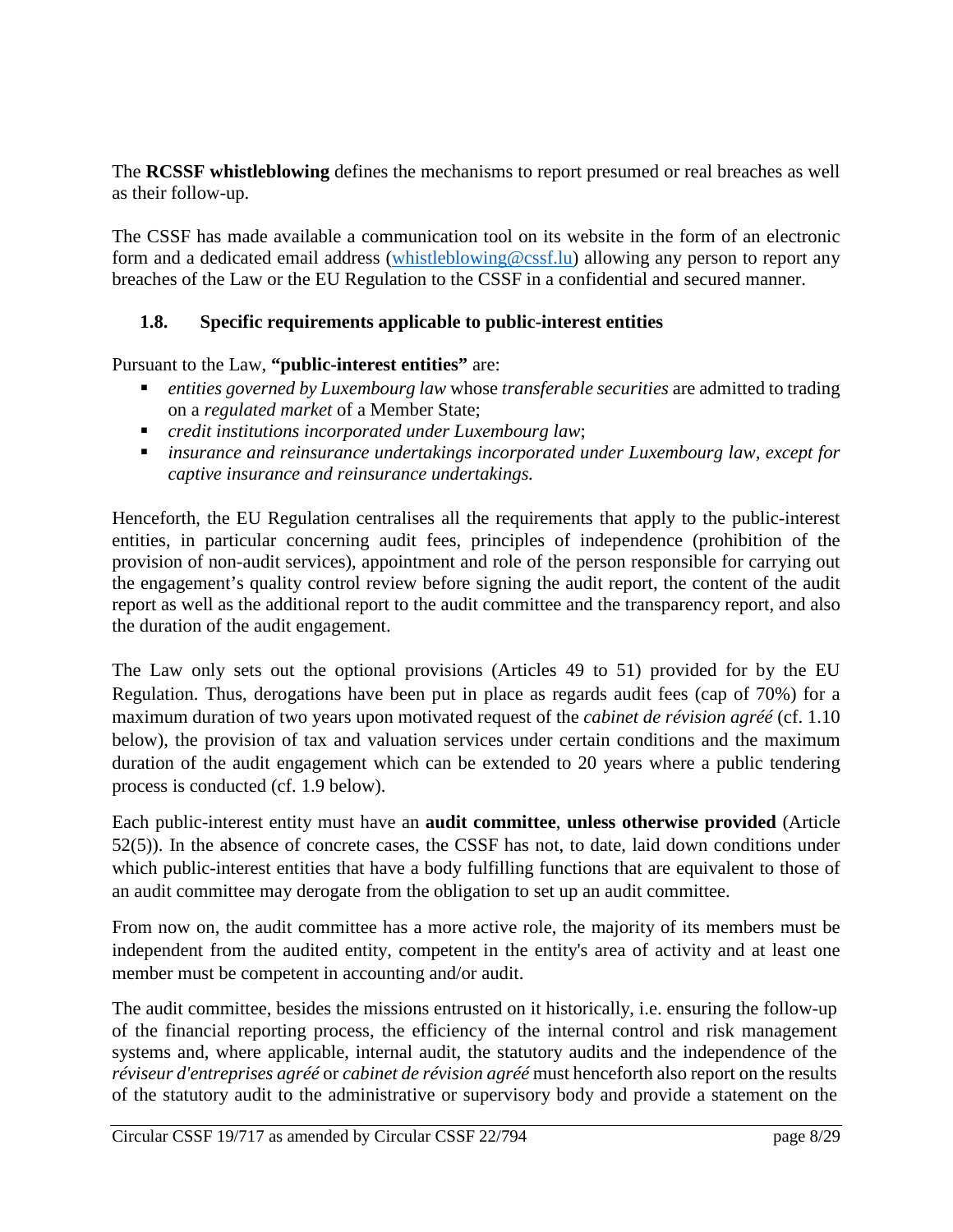The **RCSSF whistleblowing** defines the mechanisms to report presumed or real breaches as well as their follow-up.

The CSSF has made available a communication tool on its website in the form of an electronic form and a dedicated email address (whistleblowing@cssf.lu) allowing any person to report any breaches of the Law or the EU Regulation to the CSSF in a confidential and secured manner.

### 1.8. Specific requirements applicable to public-interest entities

Pursuant to the Law, **"public-interest entities"** are:

- *entities governed by Luxembourg law* whose *transferable securities* are admitted to trading on a *regulated market* of a Member State;
- *credit institutions incorporated under Luxembourg law*;
- *insurance and reinsurance undertakings incorporated under Luxembourg law, except for captive insurance and reinsurance undertakings.*

Henceforth, the EU Regulation centralises all the requirements that apply to the public-interest entities, in particular concerning audit fees, principles of independence (prohibition of the provision of non-audit services), appointment and role of the person responsible for carrying out the engagement's quality control review before signing the audit report, the content of the audit report as well as the additional report to the audit committee and the transparency report, and also the duration of the audit engagement.

The Law only sets out the optional provisions (Articles 49 to 51) provided for by the EU Regulation. Thus, derogations have been put in place as regards audit fees (cap of 70%) for a maximum duration of two years upon motivated request of the *cabinet de révision agréé* (cf. 1.10 below), the provision of tax and valuation services under certain conditions and the maximum duration of the audit engagement which can be extended to 20 years where a public tendering process is conducted (cf. 1.9 below).

Each public-interest entity must have an **audit committee**, **unless otherwise provided** (Article 52(5)). In the absence of concrete cases, the CSSF has not, to date, laid down conditions under which public-interest entities that have a body fulfilling functions that are equivalent to those of an audit committee may derogate from the obligation to set up an audit committee.

From now on, the audit committee has a more active role, the majority of its members must be independent from the audited entity, competent in the entity's area of activity and at least one member must be competent in accounting and/or audit.

The audit committee, besides the missions entrusted on it historically, i.e. ensuring the follow-up of the financial reporting process, the efficiency of the internal control and risk management systems and, where applicable, internal audit, the statutory audits and the independence of the *réviseur d'entreprises agréé* or *cabinet de révision agréé* must henceforth also report on the results of the statutory audit to the administrative or supervisory body and provide a statement on the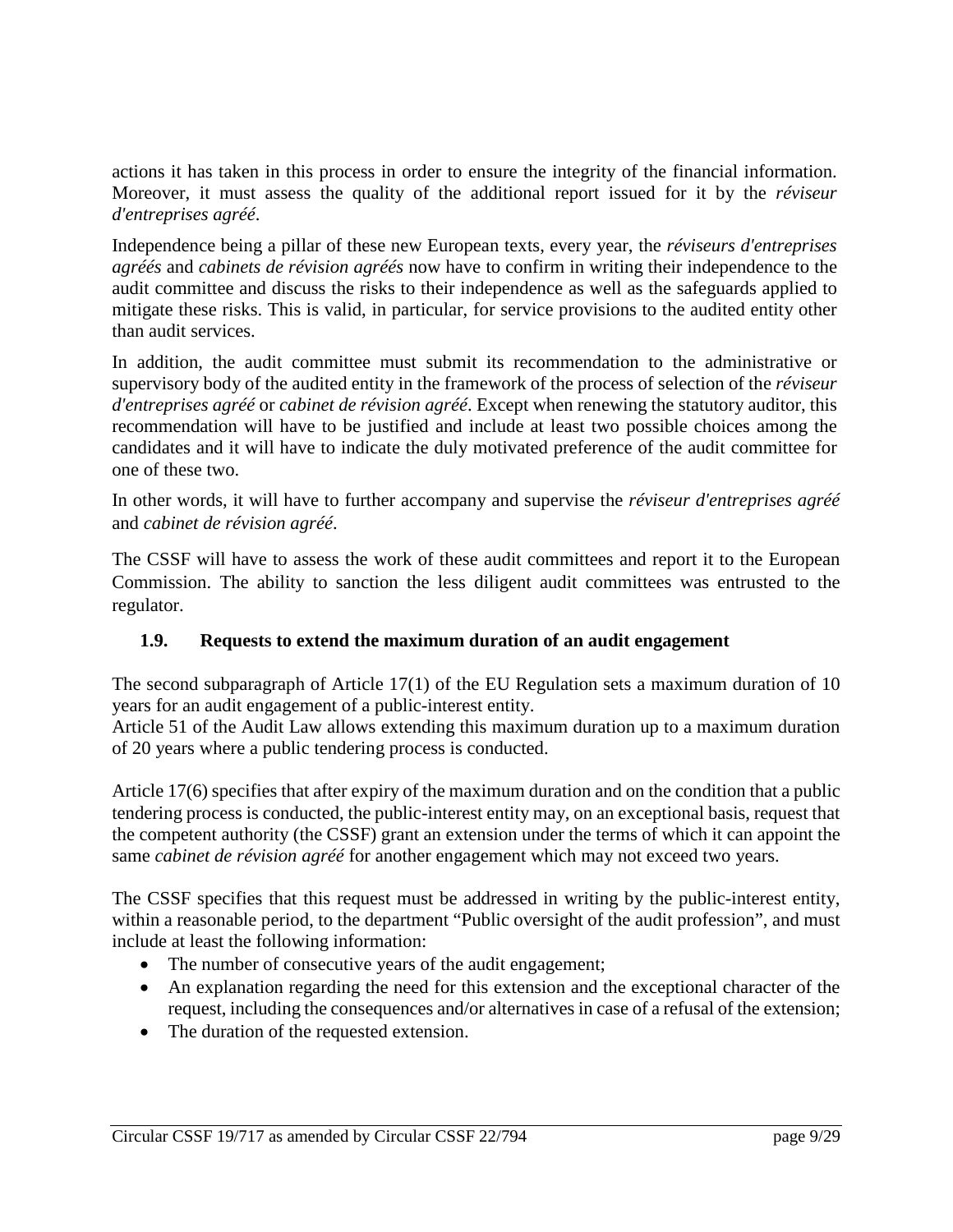actions it has taken in this process in order to ensure the integrity of the financial information. Moreover, it must assess the quality of the additional report issued for it by the *réviseur d'entreprises agréé*.

Independence being a pillar of these new European texts, every year, the *réviseurs d'entreprises agréés* and *cabinets de révision agréés* now have to confirm in writing their independence to the audit committee and discuss the risks to their independence as well as the safeguards applied to mitigate these risks. This is valid, in particular, for service provisions to the audited entity other than audit services.

In addition, the audit committee must submit its recommendation to the administrative or supervisory body of the audited entity in the framework of the process of selection of the *réviseur d'entreprises agréé* or *cabinet de révision agréé*. Except when renewing the statutory auditor, this recommendation will have to be justified and include at least two possible choices among the candidates and it will have to indicate the duly motivated preference of the audit committee for one of these two.

In other words, it will have to further accompany and supervise the *réviseur d'entreprises agréé* and *cabinet de révision agréé*.

The CSSF will have to assess the work of these audit committees and report it to the European Commission. The ability to sanction the less diligent audit committees was entrusted to the regulator.

### 1.9. Requests to extend the maximum duration of an audit engagement

The second subparagraph of Article 17(1) of the EU Regulation sets a maximum duration of 10 years for an audit engagement of a public-interest entity.
Article 51 of the Audit Law allows extending this maximum duration up to a maximum duration of 20 years where a public tendering process is conducted.

Article 17(6) specifies that after expiry of the maximum duration and on the condition that a public tendering process is conducted, the public-interest entity may, on an exceptional basis, request that the competent authority (the CSSF) grant an extension under the terms of which it can appoint the same *cabinet de révision agréé* for another engagement which may not exceed two years.

The CSSF specifies that this request must be addressed in writing by the public-interest entity, within a reasonable period, to the department "Public oversight of the audit profession", and must include at least the following information:

- The number of consecutive years of the audit engagement;
- An explanation regarding the need for this extension and the exceptional character of the request, including the consequences and/or alternatives in case of a refusal of the extension;
- The duration of the requested extension.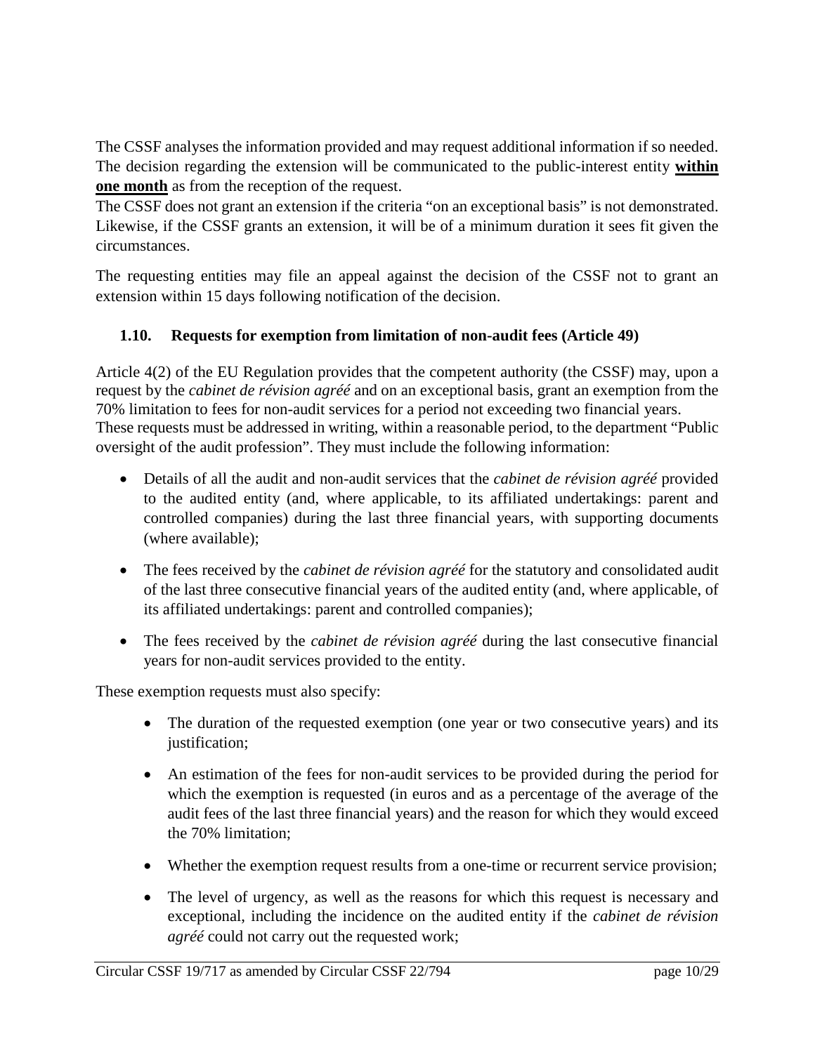The CSSF analyses the information provided and may request additional information if so needed. The decision regarding the extension will be communicated to the public-interest entity **within one month** as from the reception of the request.

The CSSF does not grant an extension if the criteria "on an exceptional basis" is not demonstrated. Likewise, if the CSSF grants an extension, it will be of a minimum duration it sees fit given the circumstances.

The requesting entities may file an appeal against the decision of the CSSF not to grant an extension within 15 days following notification of the decision.

### 1.10. Requests for exemption from limitation of non-audit fees (Article 49)

Article 4(2) of the EU Regulation provides that the competent authority (the CSSF) may, upon a request by the *cabinet de révision agréé* and on an exceptional basis, grant an exemption from the 70% limitation to fees for non-audit services for a period not exceeding two financial years.

These requests must be addressed in writing, within a reasonable period, to the department "Public oversight of the audit profession". They must include the following information:

- Details of all the audit and non-audit services that the *cabinet de révision agréé* provided to the audited entity (and, where applicable, to its affiliated undertakings: parent and controlled companies) during the last three financial years, with supporting documents (where available);
- The fees received by the *cabinet de révision agréé* for the statutory and consolidated audit of the last three consecutive financial years of the audited entity (and, where applicable, of its affiliated undertakings: parent and controlled companies);
- The fees received by the *cabinet de révision agréé* during the last consecutive financial years for non-audit services provided to the entity.

These exemption requests must also specify:

- The duration of the requested exemption (one year or two consecutive years) and its justification;
- An estimation of the fees for non-audit services to be provided during the period for which the exemption is requested (in euros and as a percentage of the average of the audit fees of the last three financial years) and the reason for which they would exceed the 70% limitation;
- Whether the exemption request results from a one-time or recurrent service provision;
- The level of urgency, as well as the reasons for which this request is necessary and exceptional, including the incidence on the audited entity if the *cabinet de révision agréé* could not carry out the requested work;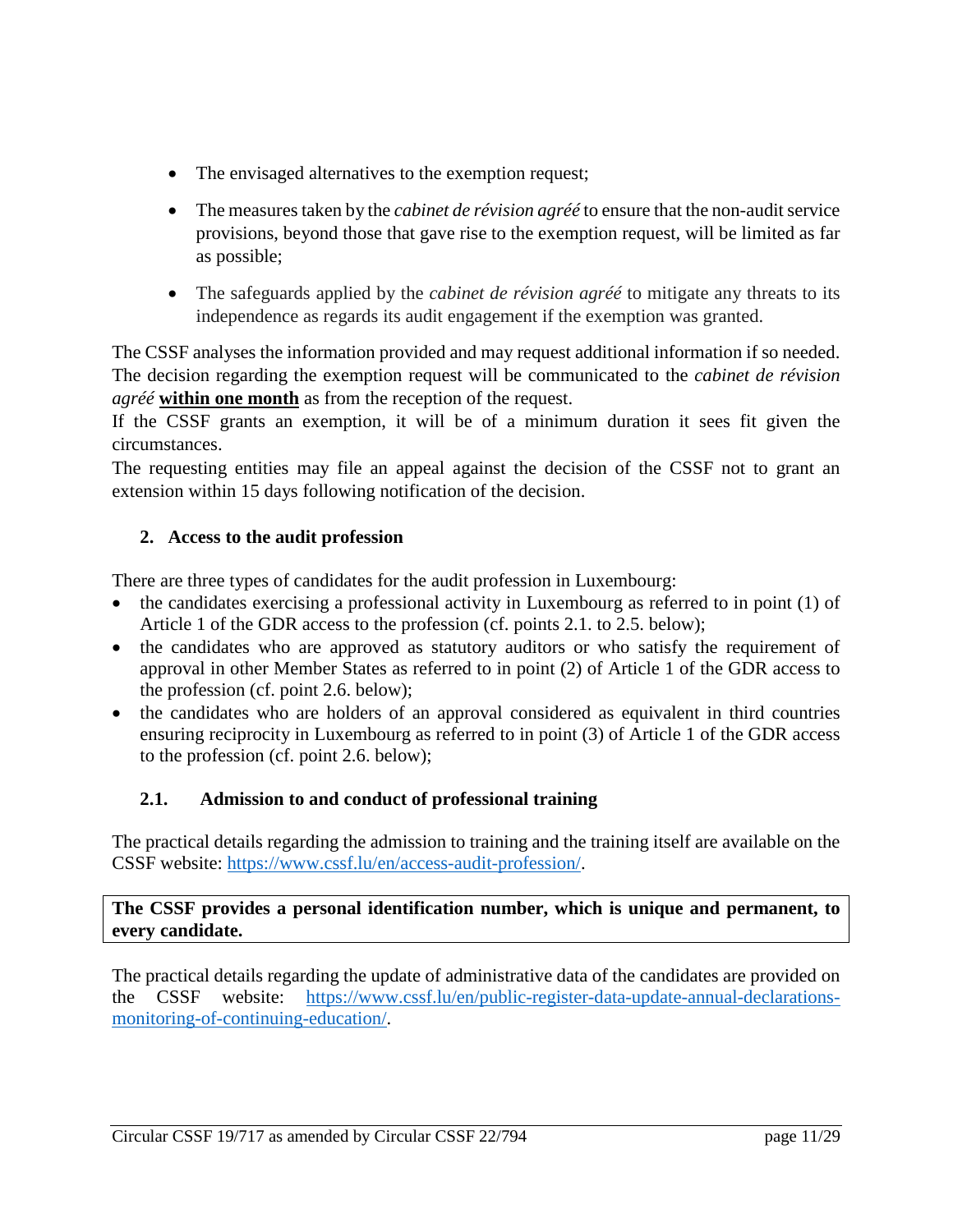- The envisaged alternatives to the exemption request;
- The measures taken by the *cabinet de révision agréé* to ensure that the non-audit service provisions, beyond those that gave rise to the exemption request, will be limited as far as possible;
- The safeguards applied by the *cabinet de révision agréé* to mitigate any threats to its independence as regards its audit engagement if the exemption was granted.

The CSSF analyses the information provided and may request additional information if so needed. The decision regarding the exemption request will be communicated to the *cabinet de révision agréé* **within one month** as from the reception of the request.
If the CSSF grants an exemption, it will be of a minimum duration it sees fit given the circumstances.
The requesting entities may file an appeal against the decision of the CSSF not to grant an extension within 15 days following notification of the decision.

## 2. Access to the audit profession

There are three types of candidates for the audit profession in Luxembourg:

- the candidates exercising a professional activity in Luxembourg as referred to in point (1) of Article 1 of the GDR access to the profession (cf. points 2.1. to 2.5. below);
- the candidates who are approved as statutory auditors or who satisfy the requirement of approval in other Member States as referred to in point (2) of Article 1 of the GDR access to the profession (cf. point 2.6. below);
- the candidates who are holders of an approval considered as equivalent in third countries ensuring reciprocity in Luxembourg as referred to in point (3) of Article 1 of the GDR access to the profession (cf. point 2.6. below);

### 2.1. Admission to and conduct of professional training

The practical details regarding the admission to training and the training itself are available on the CSSF website: https://www.cssf.lu/en/access-audit-profession/.

**The CSSF provides a personal identification number, which is unique and permanent, to every candidate.**

The practical details regarding the update of administrative data of the candidates are provided on the CSSF website: https://www.cssf.lu/en/public-register-data-update-annual-declarations-monitoring-of-continuing-education/.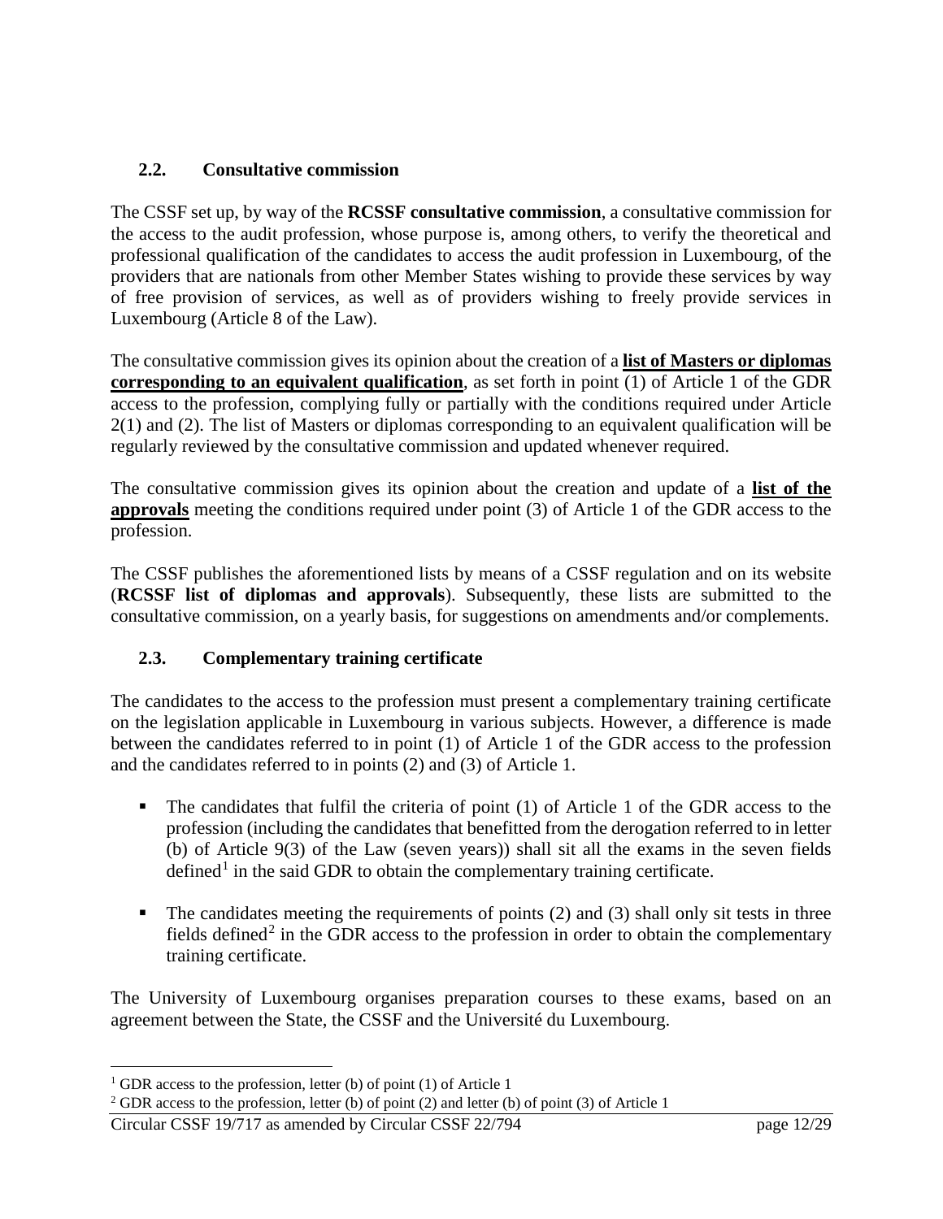### 2.2. Consultative commission

The CSSF set up, by way of the **RCSSF consultative commission**, a consultative commission for the access to the audit profession, whose purpose is, among others, to verify the theoretical and professional qualification of the candidates to access the audit profession in Luxembourg, of the providers that are nationals from other Member States wishing to provide these services by way of free provision of services, as well as of providers wishing to freely provide services in Luxembourg (Article 8 of the Law).

The consultative commission gives its opinion about the creation of a **list of Masters or diplomas corresponding to an equivalent qualification**, as set forth in point (1) of Article 1 of the GDR access to the profession, complying fully or partially with the conditions required under Article 2(1) and (2). The list of Masters or diplomas corresponding to an equivalent qualification will be regularly reviewed by the consultative commission and updated whenever required.

The consultative commission gives its opinion about the creation and update of a **list of the approvals** meeting the conditions required under point (3) of Article 1 of the GDR access to the profession.

The CSSF publishes the aforementioned lists by means of a CSSF regulation and on its website (**RCSSF list of diplomas and approvals**). Subsequently, these lists are submitted to the consultative commission, on a yearly basis, for suggestions on amendments and/or complements.

### 2.3. Complementary training certificate

The candidates to the access to the profession must present a complementary training certificate on the legislation applicable in Luxembourg in various subjects. However, a difference is made between the candidates referred to in point (1) of Article 1 of the GDR access to the profession and the candidates referred to in points (2) and (3) of Article 1.

- The candidates that fulfil the criteria of point (1) of Article 1 of the GDR access to the profession (including the candidates that benefitted from the derogation referred to in letter (b) of Article 9(3) of the Law (seven years)) shall sit all the exams in the seven fields defined[1] in the said GDR to obtain the complementary training certificate.
- The candidates meeting the requirements of points (2) and (3) shall only sit tests in three fields defined[2] in the GDR access to the profession in order to obtain the complementary training certificate.

The University of Luxembourg organises preparation courses to these exams, based on an agreement between the State, the CSSF and the Université du Luxembourg.

[1] GDR access to the profession, letter (b) of point (1) of Article 1

[2] GDR access to the profession, letter (b) of point (2) and letter (b) of point (3) of Article 1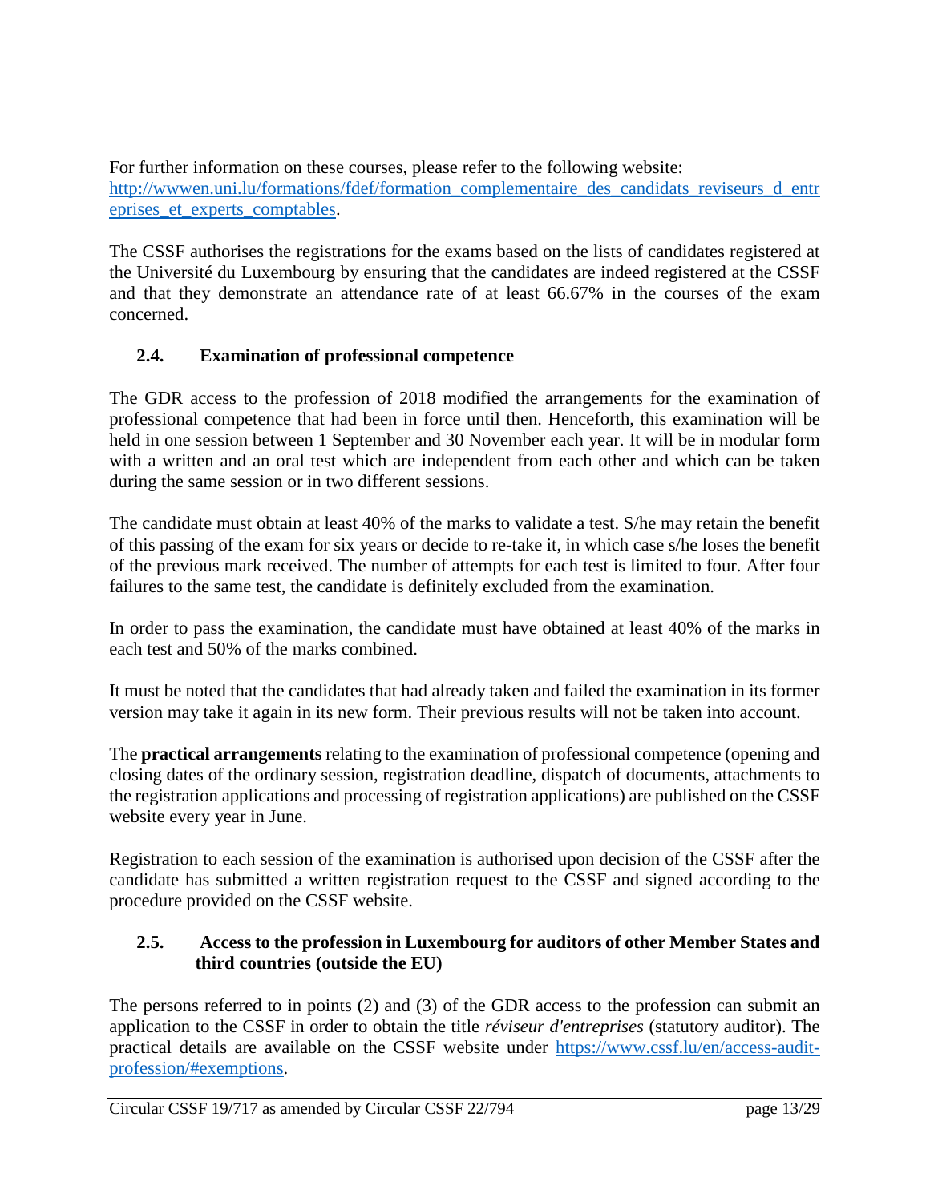For further information on these courses, please refer to the following website: [http://wwwen.uni.lu/formations/fdef/formation_complementaire_des_candidats_reviseurs_d_entreprises_et_experts_comptables](http://wwwen.uni.lu/formations/fdef/formation_complementaire_des_candidats_reviseurs_d_entreprises_et_experts_comptables).

The CSSF authorises the registrations for the exams based on the lists of candidates registered at the Université du Luxembourg by ensuring that the candidates are indeed registered at the CSSF and that they demonstrate an attendance rate of at least 66.67% in the courses of the exam concerned.

### 2.4. Examination of professional competence

The GDR access to the profession of 2018 modified the arrangements for the examination of professional competence that had been in force until then. Henceforth, this examination will be held in one session between 1 September and 30 November each year. It will be in modular form with a written and an oral test which are independent from each other and which can be taken during the same session or in two different sessions.

The candidate must obtain at least 40% of the marks to validate a test. S/he may retain the benefit of this passing of the exam for six years or decide to re-take it, in which case s/he loses the benefit of the previous mark received. The number of attempts for each test is limited to four. After four failures to the same test, the candidate is definitely excluded from the examination.

In order to pass the examination, the candidate must have obtained at least 40% of the marks in each test and 50% of the marks combined.

It must be noted that the candidates that had already taken and failed the examination in its former version may take it again in its new form. Their previous results will not be taken into account.

The **practical arrangements** relating to the examination of professional competence (opening and closing dates of the ordinary session, registration deadline, dispatch of documents, attachments to the registration applications and processing of registration applications) are published on the CSSF website every year in June.

Registration to each session of the examination is authorised upon decision of the CSSF after the candidate has submitted a written registration request to the CSSF and signed according to the procedure provided on the CSSF website.

### 2.5. Access to the profession in Luxembourg for auditors of other Member States and third countries (outside the EU)

The persons referred to in points (2) and (3) of the GDR access to the profession can submit an application to the CSSF in order to obtain the title *réviseur d'entreprises* (statutory auditor). The practical details are available on the CSSF website under [https://www.cssf.lu/en/access-audit-profession/#exemptions](https://www.cssf.lu/en/access-audit-profession/#exemptions).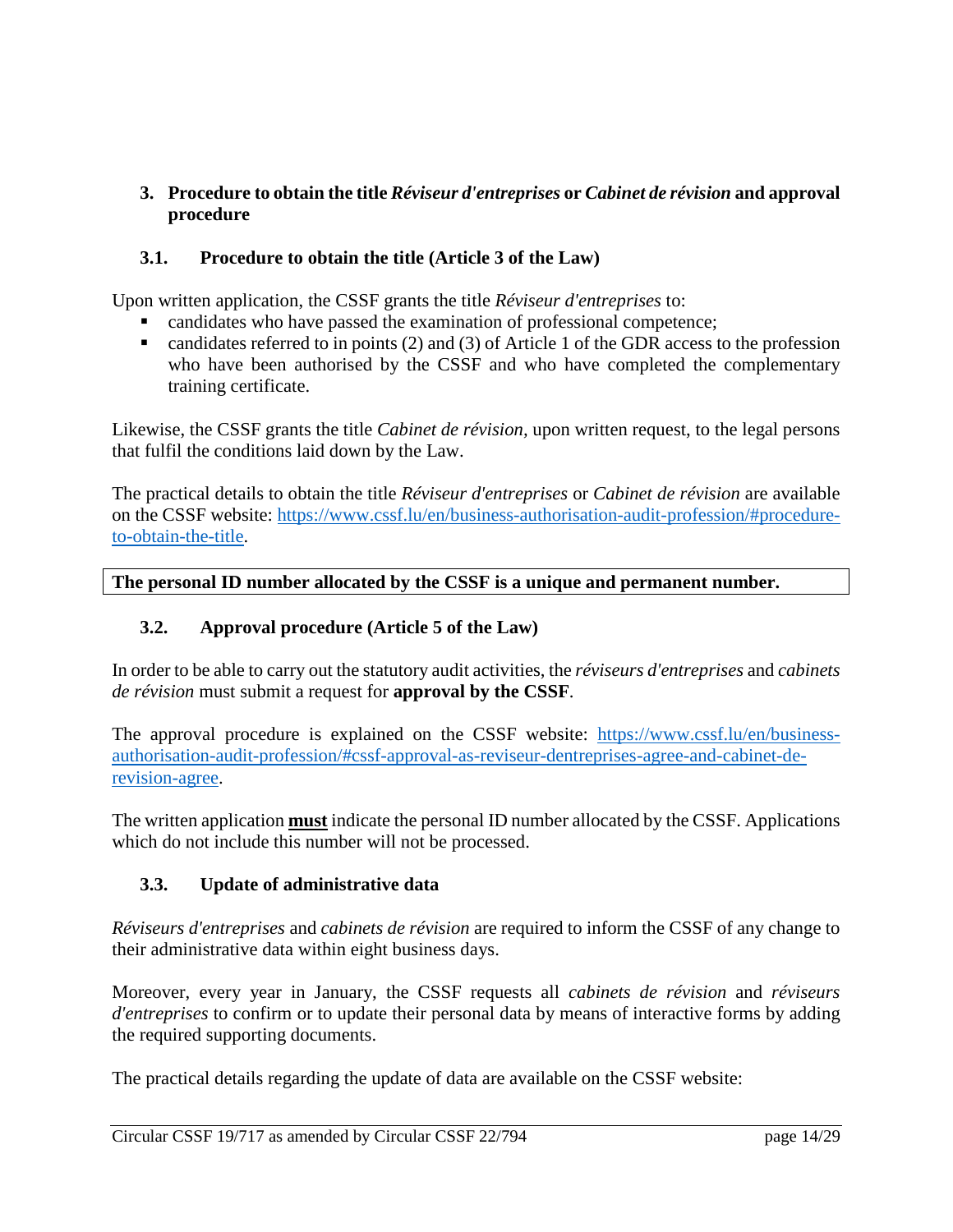## 3. Procedure to obtain the title *Réviseur d'entreprises* or *Cabinet de révision* and approval procedure

### 3.1. Procedure to obtain the title (Article 3 of the Law)

Upon written application, the CSSF grants the title *Réviseur d'entreprises* to:

- candidates who have passed the examination of professional competence;
- candidates referred to in points (2) and (3) of Article 1 of the GDR access to the profession who have been authorised by the CSSF and who have completed the complementary training certificate.

Likewise, the CSSF grants the title *Cabinet de révision*, upon written request, to the legal persons that fulfil the conditions laid down by the Law.

The practical details to obtain the title *Réviseur d'entreprises* or *Cabinet de révision* are available on the CSSF website: https://www.cssf.lu/en/business-authorisation-audit-profession/#procedure-to-obtain-the-title.

**The personal ID number allocated by the CSSF is a unique and permanent number.**

### 3.2. Approval procedure (Article 5 of the Law)

In order to be able to carry out the statutory audit activities, the *réviseurs d'entreprises* and *cabinets de révision* must submit a request for **approval by the CSSF**.

The approval procedure is explained on the CSSF website: https://www.cssf.lu/en/business-authorisation-audit-profession/#cssf-approval-as-reviseur-dentreprises-agree-and-cabinet-de-revision-agree.

The written application **must** indicate the personal ID number allocated by the CSSF. Applications which do not include this number will not be processed.

### 3.3. Update of administrative data

*Réviseurs d'entreprises* and *cabinets de révision* are required to inform the CSSF of any change to their administrative data within eight business days.

Moreover, every year in January, the CSSF requests all *cabinets de révision* and *réviseurs d'entreprises* to confirm or to update their personal data by means of interactive forms by adding the required supporting documents.

The practical details regarding the update of data are available on the CSSF website: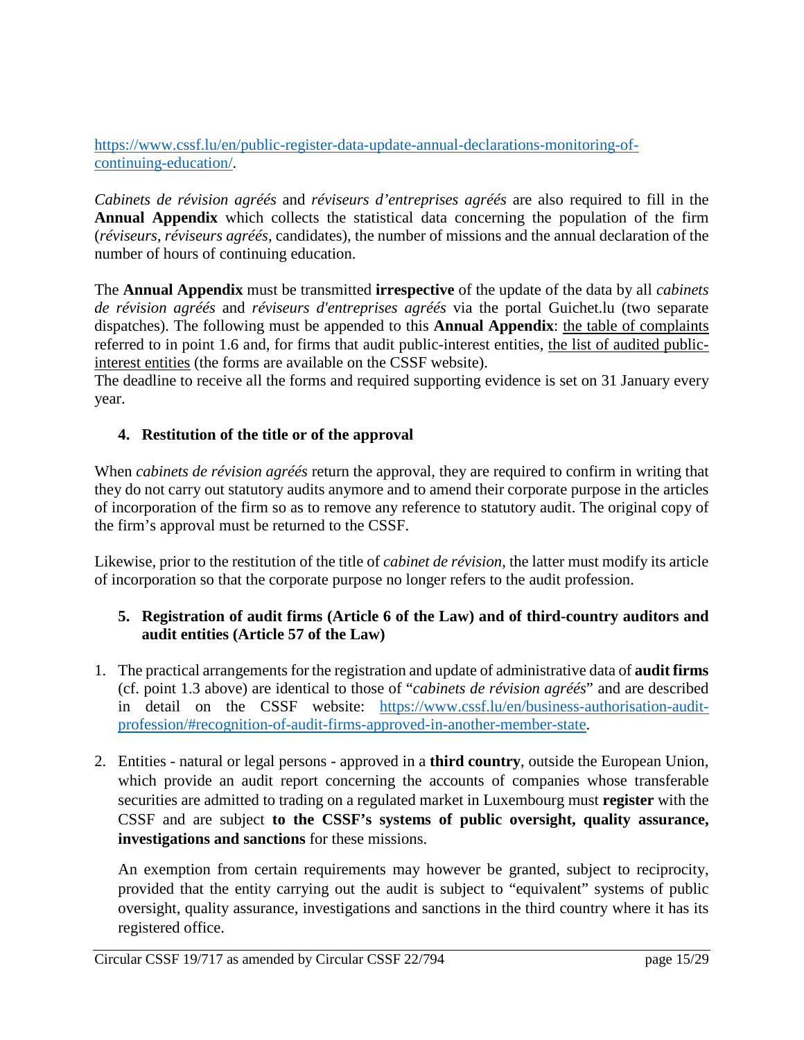https://www.cssf.lu/en/public-register-data-update-annual-declarations-monitoring-of-continuing-education/.

*Cabinets de révision agréés* and *réviseurs d'entreprises agréés* are also required to fill in the **Annual Appendix** which collects the statistical data concerning the population of the firm (*réviseurs*, *réviseurs agréés*, candidates), the number of missions and the annual declaration of the number of hours of continuing education.

The **Annual Appendix** must be transmitted **irrespective** of the update of the data by all *cabinets de révision agréés* and *réviseurs d'entreprises agréés* via the portal Guichet.lu (two separate dispatches). The following must be appended to this **Annual Appendix**: the table of complaints referred to in point 1.6 and, for firms that audit public-interest entities, the list of audited public-interest entities (the forms are available on the CSSF website).
The deadline to receive all the forms and required supporting evidence is set on 31 January every year.

## 4. Restitution of the title or of the approval

When *cabinets de révision agréés* return the approval, they are required to confirm in writing that they do not carry out statutory audits anymore and to amend their corporate purpose in the articles of incorporation of the firm so as to remove any reference to statutory audit. The original copy of the firm's approval must be returned to the CSSF.

Likewise, prior to the restitution of the title of *cabinet de révision*, the latter must modify its article of incorporation so that the corporate purpose no longer refers to the audit profession.

## 5. Registration of audit firms (Article 6 of the Law) and of third-country auditors and audit entities (Article 57 of the Law)

1. The practical arrangements for the registration and update of administrative data of **audit firms** (cf. point 1.3 above) are identical to those of "*cabinets de révision agréés*" and are described in detail on the CSSF website: https://www.cssf.lu/en/business-authorisation-audit-profession/#recognition-of-audit-firms-approved-in-another-member-state.

2. Entities - natural or legal persons - approved in a **third country**, outside the European Union, which provide an audit report concerning the accounts of companies whose transferable securities are admitted to trading on a regulated market in Luxembourg must **register** with the CSSF and are subject **to the CSSF's systems of public oversight, quality assurance, investigations and sanctions** for these missions.

   An exemption from certain requirements may however be granted, subject to reciprocity, provided that the entity carrying out the audit is subject to "equivalent" systems of public oversight, quality assurance, investigations and sanctions in the third country where it has its registered office.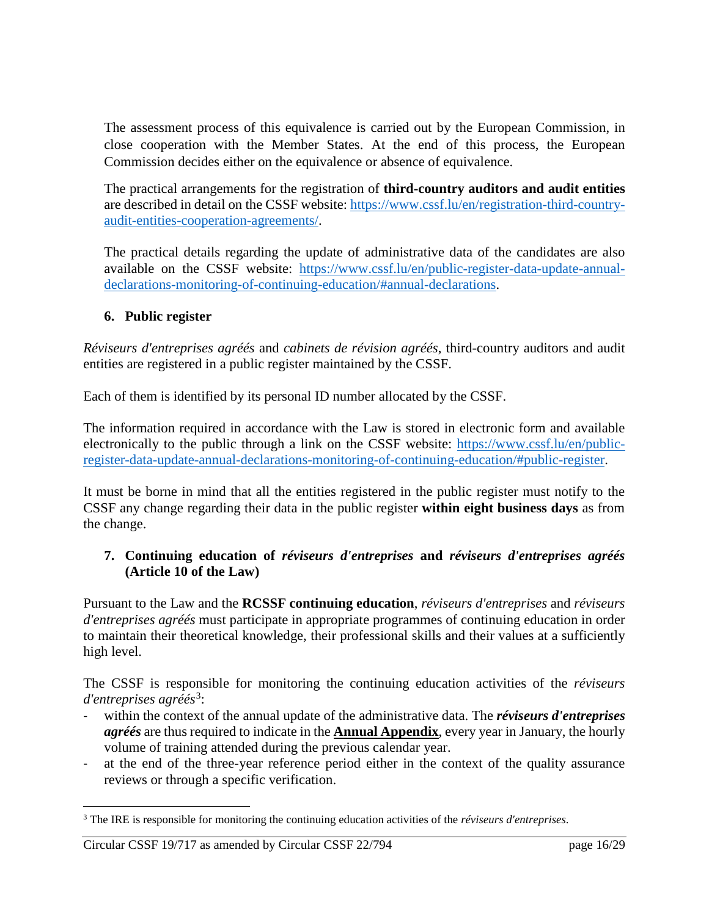The assessment process of this equivalence is carried out by the European Commission, in close cooperation with the Member States. At the end of this process, the European Commission decides either on the equivalence or absence of equivalence.

The practical arrangements for the registration of **third-country auditors and audit entities** are described in detail on the CSSF website: [https://www.cssf.lu/en/registration-third-country-audit-entities-cooperation-agreements/](https://www.cssf.lu/en/registration-third-country-audit-entities-cooperation-agreements/).

The practical details regarding the update of administrative data of the candidates are also available on the CSSF website: [https://www.cssf.lu/en/public-register-data-update-annual-declarations-monitoring-of-continuing-education/#annual-declarations](https://www.cssf.lu/en/public-register-data-update-annual-declarations-monitoring-of-continuing-education/#annual-declarations).

## 6. Public register

*Réviseurs d'entreprises agréés* and *cabinets de révision agréés*, third-country auditors and audit entities are registered in a public register maintained by the CSSF.

Each of them is identified by its personal ID number allocated by the CSSF.

The information required in accordance with the Law is stored in electronic form and available electronically to the public through a link on the CSSF website: [https://www.cssf.lu/en/public-register-data-update-annual-declarations-monitoring-of-continuing-education/#public-register](https://www.cssf.lu/en/public-register-data-update-annual-declarations-monitoring-of-continuing-education/#public-register).

It must be borne in mind that all the entities registered in the public register must notify to the CSSF any change regarding their data in the public register **within eight business days** as from the change.

## 7. Continuing education of *réviseurs d'entreprises* and *réviseurs d'entreprises agréés* (Article 10 of the Law)

Pursuant to the Law and the **RCSSF continuing education**, *réviseurs d'entreprises* and *réviseurs d'entreprises agréés* must participate in appropriate programmes of continuing education in order to maintain their theoretical knowledge, their professional skills and their values at a sufficiently high level.

The CSSF is responsible for monitoring the continuing education activities of the *réviseurs d'entreprises agréés*[3]:

- within the context of the annual update of the administrative data. The ***réviseurs d'entreprises agréés*** are thus required to indicate in the **Annual Appendix**, every year in January, the hourly volume of training attended during the previous calendar year.
- at the end of the three-year reference period either in the context of the quality assurance reviews or through a specific verification.

[3] The IRE is responsible for monitoring the continuing education activities of the *réviseurs d'entreprises*.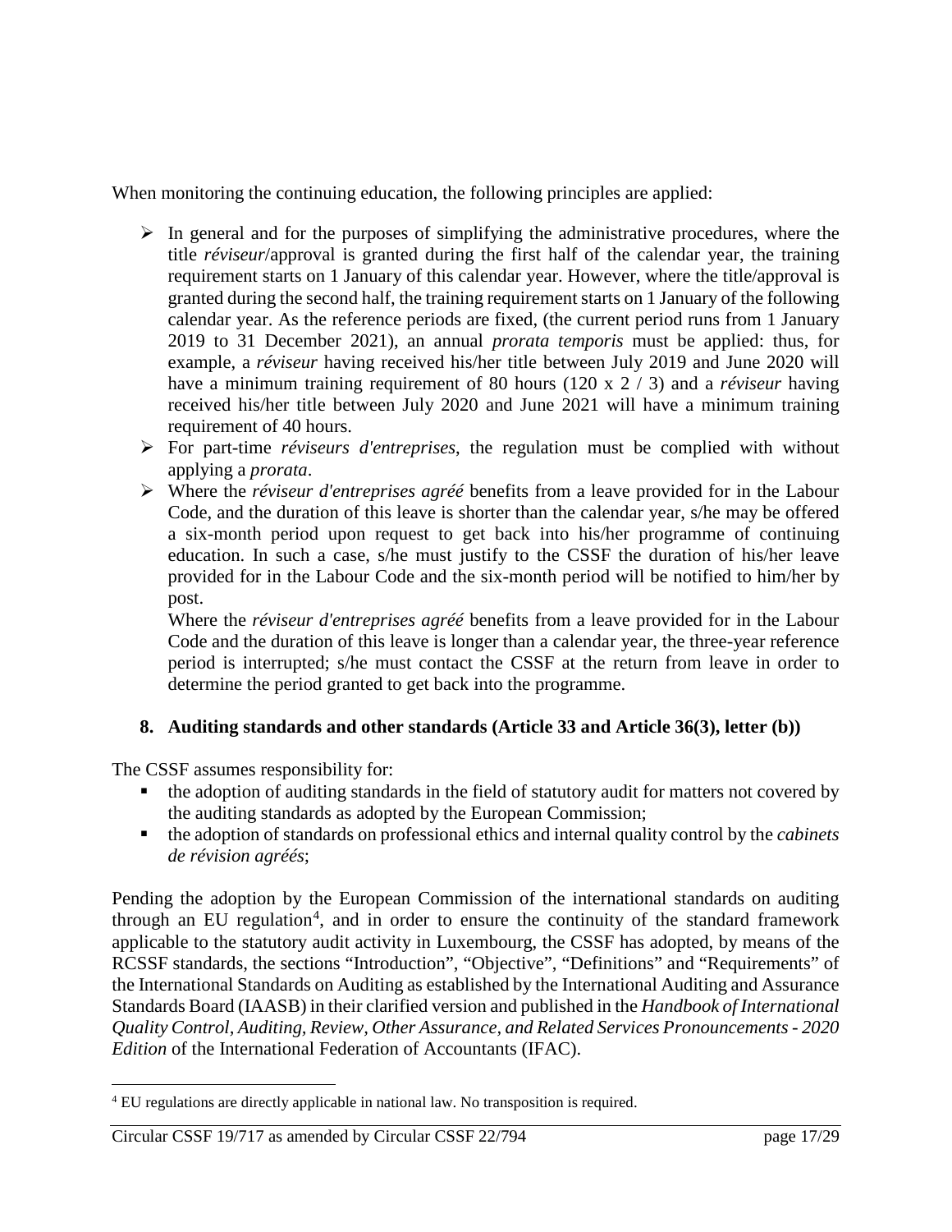When monitoring the continuing education, the following principles are applied:

- In general and for the purposes of simplifying the administrative procedures, where the title *réviseur*/approval is granted during the first half of the calendar year, the training requirement starts on 1 January of this calendar year. However, where the title/approval is granted during the second half, the training requirement starts on 1 January of the following calendar year. As the reference periods are fixed, (the current period runs from 1 January 2019 to 31 December 2021), an annual *prorata temporis* must be applied: thus, for example, a *réviseur* having received his/her title between July 2019 and June 2020 will have a minimum training requirement of 80 hours (120 x 2 / 3) and a *réviseur* having received his/her title between July 2020 and June 2021 will have a minimum training requirement of 40 hours.
- For part-time *réviseurs d'entreprises*, the regulation must be complied with without applying a *prorata*.
- Where the *réviseur d'entreprises agréé* benefits from a leave provided for in the Labour Code, and the duration of this leave is shorter than the calendar year, s/he may be offered a six-month period upon request to get back into his/her programme of continuing education. In such a case, s/he must justify to the CSSF the duration of his/her leave provided for in the Labour Code and the six-month period will be notified to him/her by post.

  Where the *réviseur d'entreprises agréé* benefits from a leave provided for in the Labour Code and the duration of this leave is longer than a calendar year, the three-year reference period is interrupted; s/he must contact the CSSF at the return from leave in order to determine the period granted to get back into the programme.

## 8. Auditing standards and other standards (Article 33 and Article 36(3), letter (b))

The CSSF assumes responsibility for:

- the adoption of auditing standards in the field of statutory audit for matters not covered by the auditing standards as adopted by the European Commission;
- the adoption of standards on professional ethics and internal quality control by the *cabinets de révision agréés*;

Pending the adoption by the European Commission of the international standards on auditing through an EU regulation[4], and in order to ensure the continuity of the standard framework applicable to the statutory audit activity in Luxembourg, the CSSF has adopted, by means of the RCSSF standards, the sections "Introduction", "Objective", "Definitions" and "Requirements" of the International Standards on Auditing as established by the International Auditing and Assurance Standards Board (IAASB) in their clarified version and published in the *Handbook of International Quality Control, Auditing, Review, Other Assurance, and Related Services Pronouncements - 2020 Edition* of the International Federation of Accountants (IFAC).

[4] EU regulations are directly applicable in national law. No transposition is required.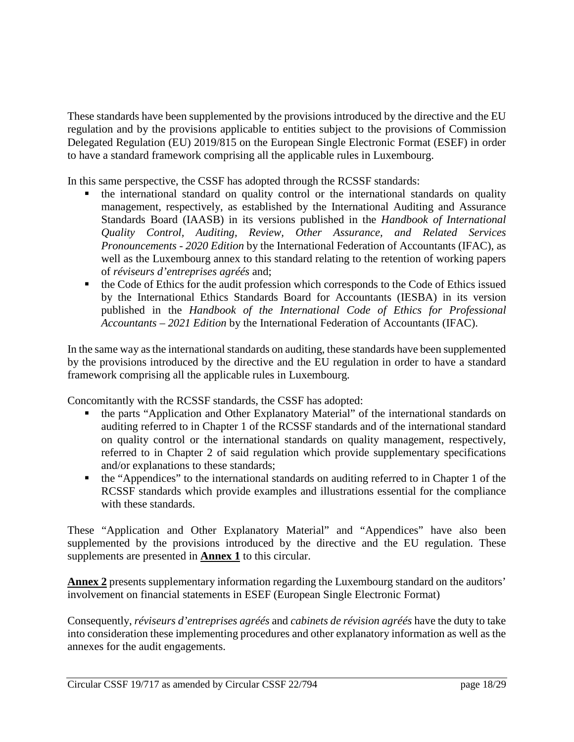These standards have been supplemented by the provisions introduced by the directive and the EU regulation and by the provisions applicable to entities subject to the provisions of Commission Delegated Regulation (EU) 2019/815 on the European Single Electronic Format (ESEF) in order to have a standard framework comprising all the applicable rules in Luxembourg.

In this same perspective, the CSSF has adopted through the RCSSF standards:

- the international standard on quality control or the international standards on quality management, respectively, as established by the International Auditing and Assurance Standards Board (IAASB) in its versions published in the *Handbook of International Quality Control, Auditing, Review, Other Assurance, and Related Services Pronouncements - 2020 Edition* by the International Federation of Accountants (IFAC), as well as the Luxembourg annex to this standard relating to the retention of working papers of *réviseurs d'entreprises agréés* and;
- the Code of Ethics for the audit profession which corresponds to the Code of Ethics issued by the International Ethics Standards Board for Accountants (IESBA) in its version published in the *Handbook of the International Code of Ethics for Professional Accountants – 2021 Edition* by the International Federation of Accountants (IFAC).

In the same way as the international standards on auditing, these standards have been supplemented by the provisions introduced by the directive and the EU regulation in order to have a standard framework comprising all the applicable rules in Luxembourg.

Concomitantly with the RCSSF standards, the CSSF has adopted:

- the parts "Application and Other Explanatory Material" of the international standards on auditing referred to in Chapter 1 of the RCSSF standards and of the international standard on quality control or the international standards on quality management, respectively, referred to in Chapter 2 of said regulation which provide supplementary specifications and/or explanations to these standards;
- the "Appendices" to the international standards on auditing referred to in Chapter 1 of the RCSSF standards which provide examples and illustrations essential for the compliance with these standards.

These "Application and Other Explanatory Material" and "Appendices" have also been supplemented by the provisions introduced by the directive and the EU regulation. These supplements are presented in **Annex 1** to this circular.

**Annex 2** presents supplementary information regarding the Luxembourg standard on the auditors' involvement on financial statements in ESEF (European Single Electronic Format)

Consequently, *réviseurs d'entreprises agréés* and *cabinets de révision agréés* have the duty to take into consideration these implementing procedures and other explanatory information as well as the annexes for the audit engagements.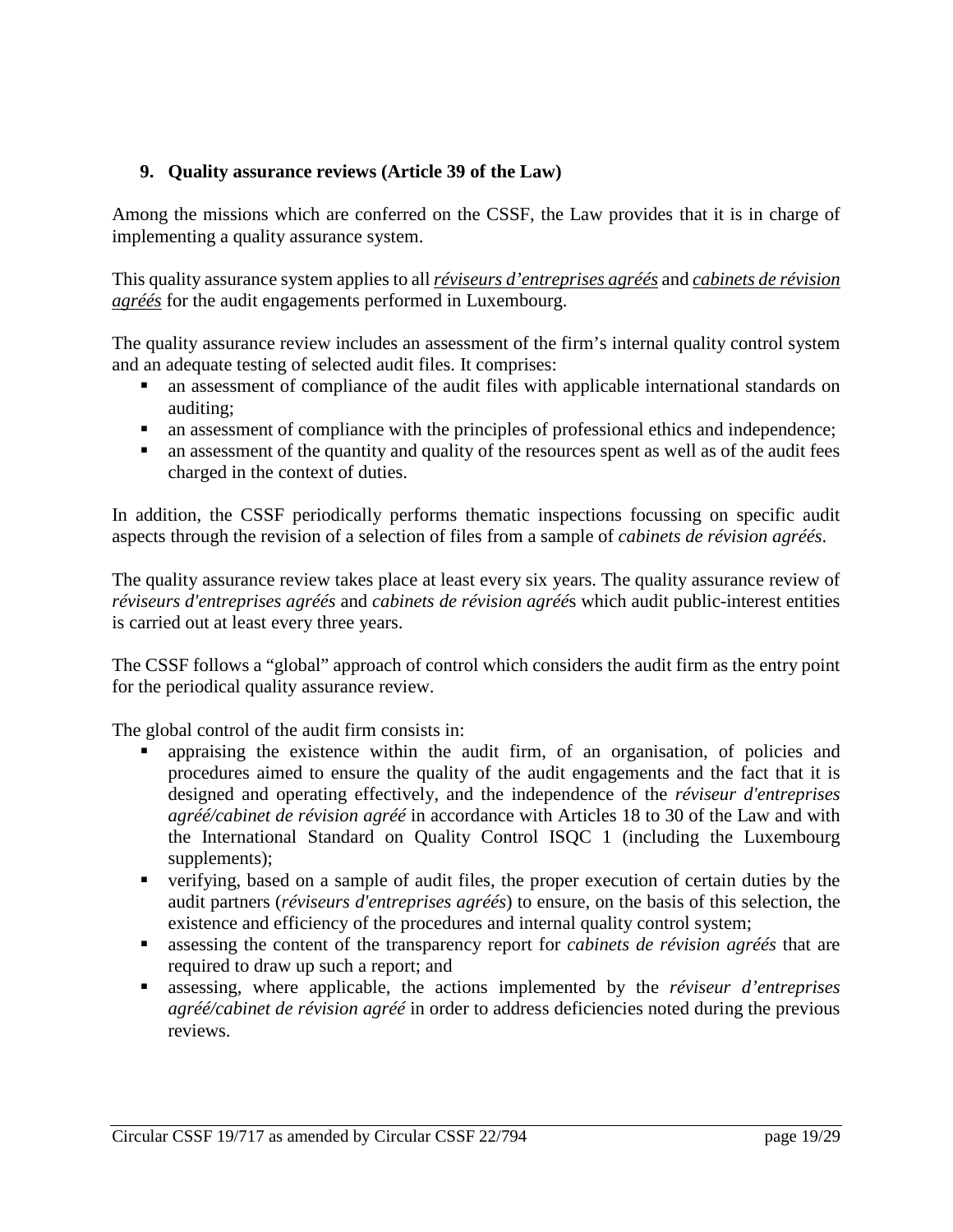## 9. Quality assurance reviews (Article 39 of the Law)

Among the missions which are conferred on the CSSF, the Law provides that it is in charge of implementing a quality assurance system.

This quality assurance system applies to all ***réviseurs d'entreprises agréés*** and ***cabinets de révision agréés*** for the audit engagements performed in Luxembourg.

The quality assurance review includes an assessment of the firm's internal quality control system and an adequate testing of selected audit files. It comprises:

- an assessment of compliance of the audit files with applicable international standards on auditing;
- an assessment of compliance with the principles of professional ethics and independence;
- an assessment of the quantity and quality of the resources spent as well as of the audit fees charged in the context of duties.

In addition, the CSSF periodically performs thematic inspections focussing on specific audit aspects through the revision of a selection of files from a sample of *cabinets de révision agréés*.

The quality assurance review takes place at least every six years. The quality assurance review of *réviseurs d'entreprises agréés* and *cabinets de révision agréé*s which audit public-interest entities is carried out at least every three years.

The CSSF follows a "global" approach of control which considers the audit firm as the entry point for the periodical quality assurance review.

The global control of the audit firm consists in:

- appraising the existence within the audit firm, of an organisation, of policies and procedures aimed to ensure the quality of the audit engagements and the fact that it is designed and operating effectively, and the independence of the *réviseur d'entreprises agréé/cabinet de révision agréé* in accordance with Articles 18 to 30 of the Law and with the International Standard on Quality Control ISQC 1 (including the Luxembourg supplements);
- verifying, based on a sample of audit files, the proper execution of certain duties by the audit partners (*réviseurs d'entreprises agréés*) to ensure, on the basis of this selection, the existence and efficiency of the procedures and internal quality control system;
- assessing the content of the transparency report for *cabinets de révision agréés* that are required to draw up such a report; and
- assessing, where applicable, the actions implemented by the *réviseur d'entreprises agréé/cabinet de révision agréé* in order to address deficiencies noted during the previous reviews.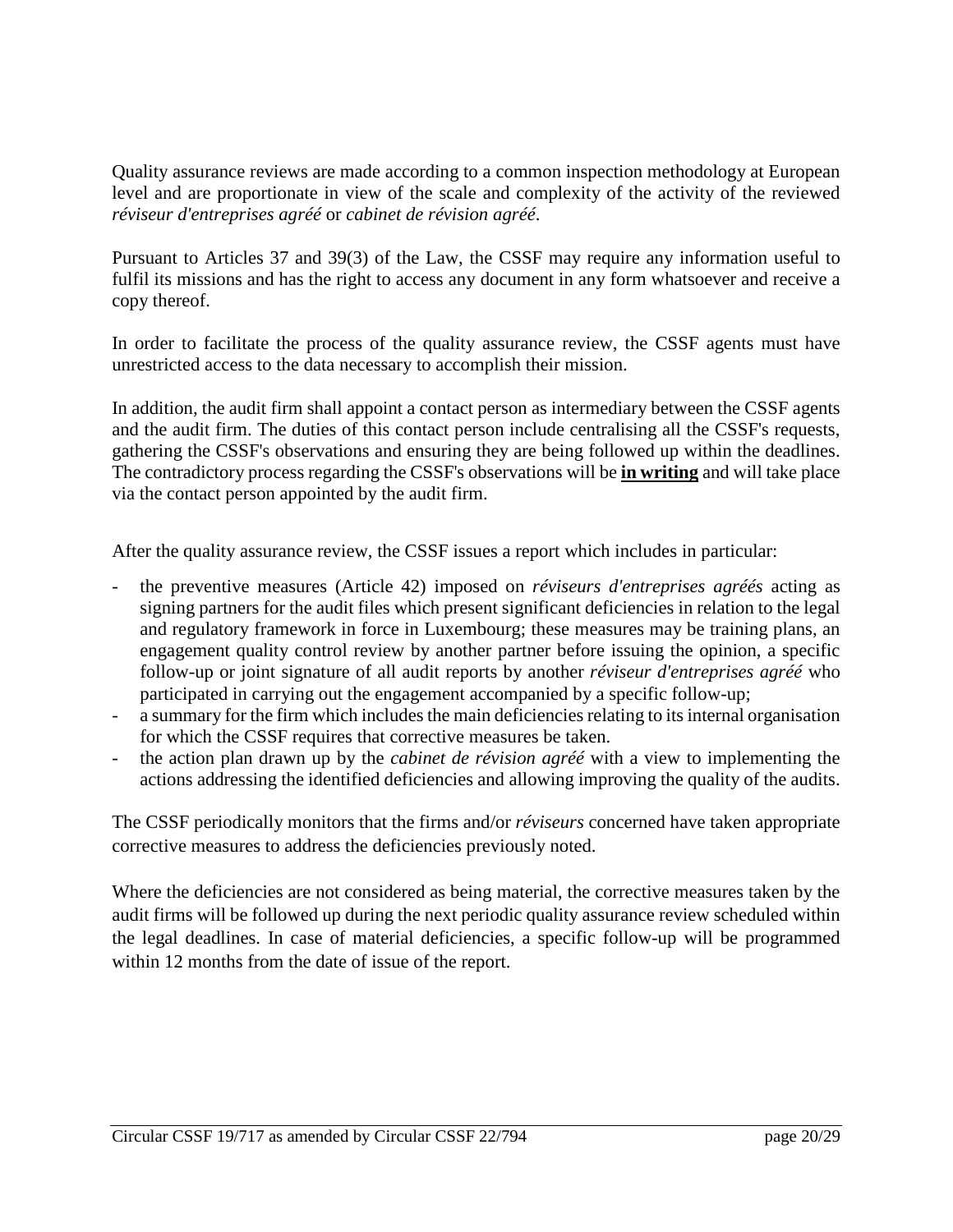Quality assurance reviews are made according to a common inspection methodology at European level and are proportionate in view of the scale and complexity of the activity of the reviewed *réviseur d'entreprises agréé* or *cabinet de révision agréé*.

Pursuant to Articles 37 and 39(3) of the Law, the CSSF may require any information useful to fulfil its missions and has the right to access any document in any form whatsoever and receive a copy thereof.

In order to facilitate the process of the quality assurance review, the CSSF agents must have unrestricted access to the data necessary to accomplish their mission.

In addition, the audit firm shall appoint a contact person as intermediary between the CSSF agents and the audit firm. The duties of this contact person include centralising all the CSSF's requests, gathering the CSSF's observations and ensuring they are being followed up within the deadlines. The contradictory process regarding the CSSF's observations will be **in writing** and will take place via the contact person appointed by the audit firm.

After the quality assurance review, the CSSF issues a report which includes in particular:

- the preventive measures (Article 42) imposed on *réviseurs d'entreprises agréés* acting as signing partners for the audit files which present significant deficiencies in relation to the legal and regulatory framework in force in Luxembourg; these measures may be training plans, an engagement quality control review by another partner before issuing the opinion, a specific follow-up or joint signature of all audit reports by another *réviseur d'entreprises agréé* who participated in carrying out the engagement accompanied by a specific follow-up;
- a summary for the firm which includes the main deficiencies relating to its internal organisation for which the CSSF requires that corrective measures be taken.
- the action plan drawn up by the *cabinet de révision agréé* with a view to implementing the actions addressing the identified deficiencies and allowing improving the quality of the audits.

The CSSF periodically monitors that the firms and/or *réviseurs* concerned have taken appropriate corrective measures to address the deficiencies previously noted.

Where the deficiencies are not considered as being material, the corrective measures taken by the audit firms will be followed up during the next periodic quality assurance review scheduled within the legal deadlines. In case of material deficiencies, a specific follow-up will be programmed within 12 months from the date of issue of the report.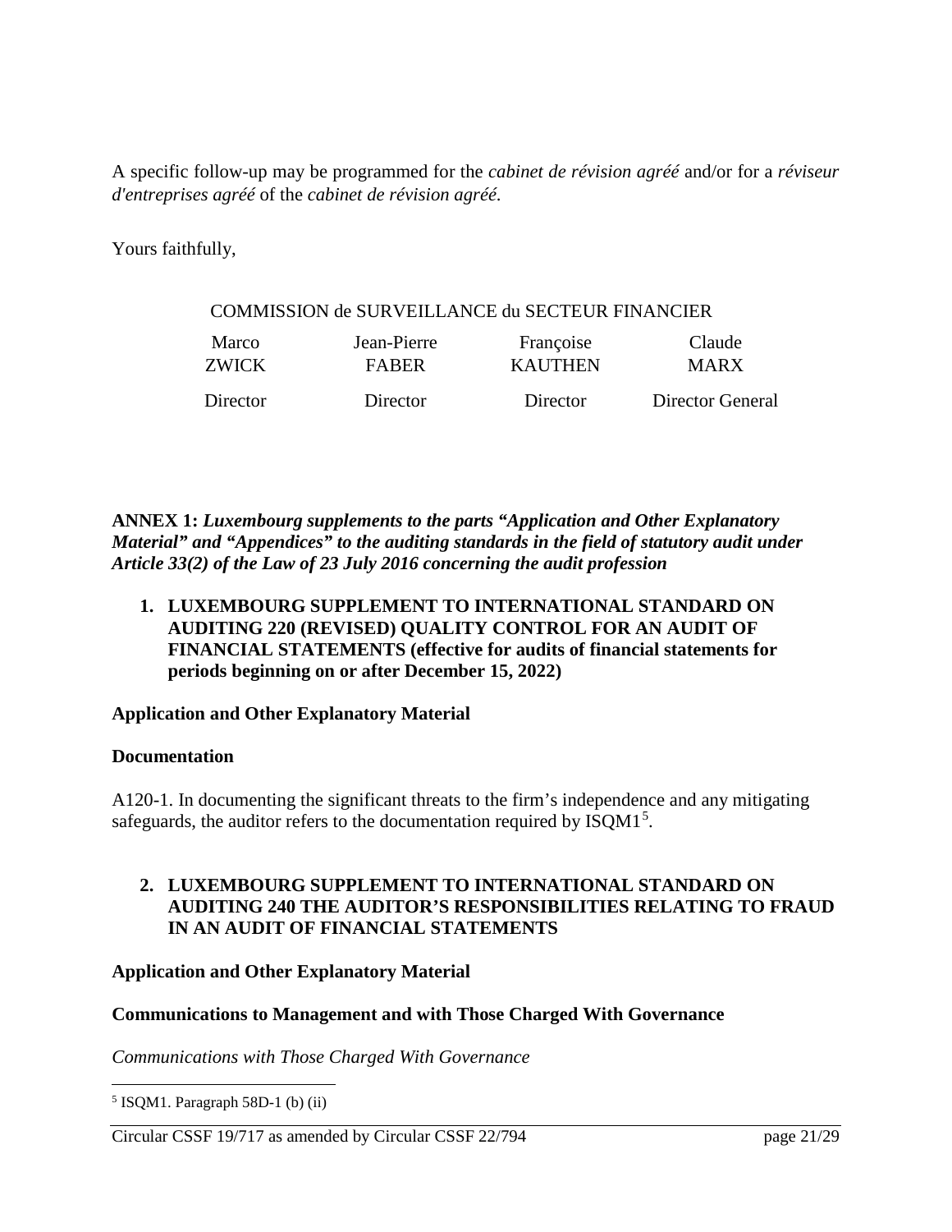A specific follow-up may be programmed for the *cabinet de révision agréé* and/or for a *réviseur d'entreprises agréé* of the *cabinet de révision agréé.*

Yours faithfully,

COMMISSION de SURVEILLANCE du SECTEUR FINANCIER

| Marco ZWICK | Jean-Pierre FABER | Françoise KAUTHEN | Claude MARX |
|---|---|---|---|
| Director | Director | Director | Director General |

**ANNEX 1:** ***Luxembourg supplements to the parts "Application and Other Explanatory Material" and "Appendices" to the auditing standards in the field of statutory audit under Article 33(2) of the Law of 23 July 2016 concerning the audit profession***

## 1. LUXEMBOURG SUPPLEMENT TO INTERNATIONAL STANDARD ON AUDITING 220 (REVISED) QUALITY CONTROL FOR AN AUDIT OF FINANCIAL STATEMENTS (effective for audits of financial statements for periods beginning on or after December 15, 2022)

**Application and Other Explanatory Material**

**Documentation**

A120-1. In documenting the significant threats to the firm's independence and any mitigating safeguards, the auditor refers to the documentation required by ISQM1[5].

## 2. LUXEMBOURG SUPPLEMENT TO INTERNATIONAL STANDARD ON AUDITING 240 THE AUDITOR'S RESPONSIBILITIES RELATING TO FRAUD IN AN AUDIT OF FINANCIAL STATEMENTS

**Application and Other Explanatory Material**

**Communications to Management and with Those Charged With Governance**

*Communications with Those Charged With Governance*

---

[5] ISQM1. Paragraph 58D-1 (b) (ii)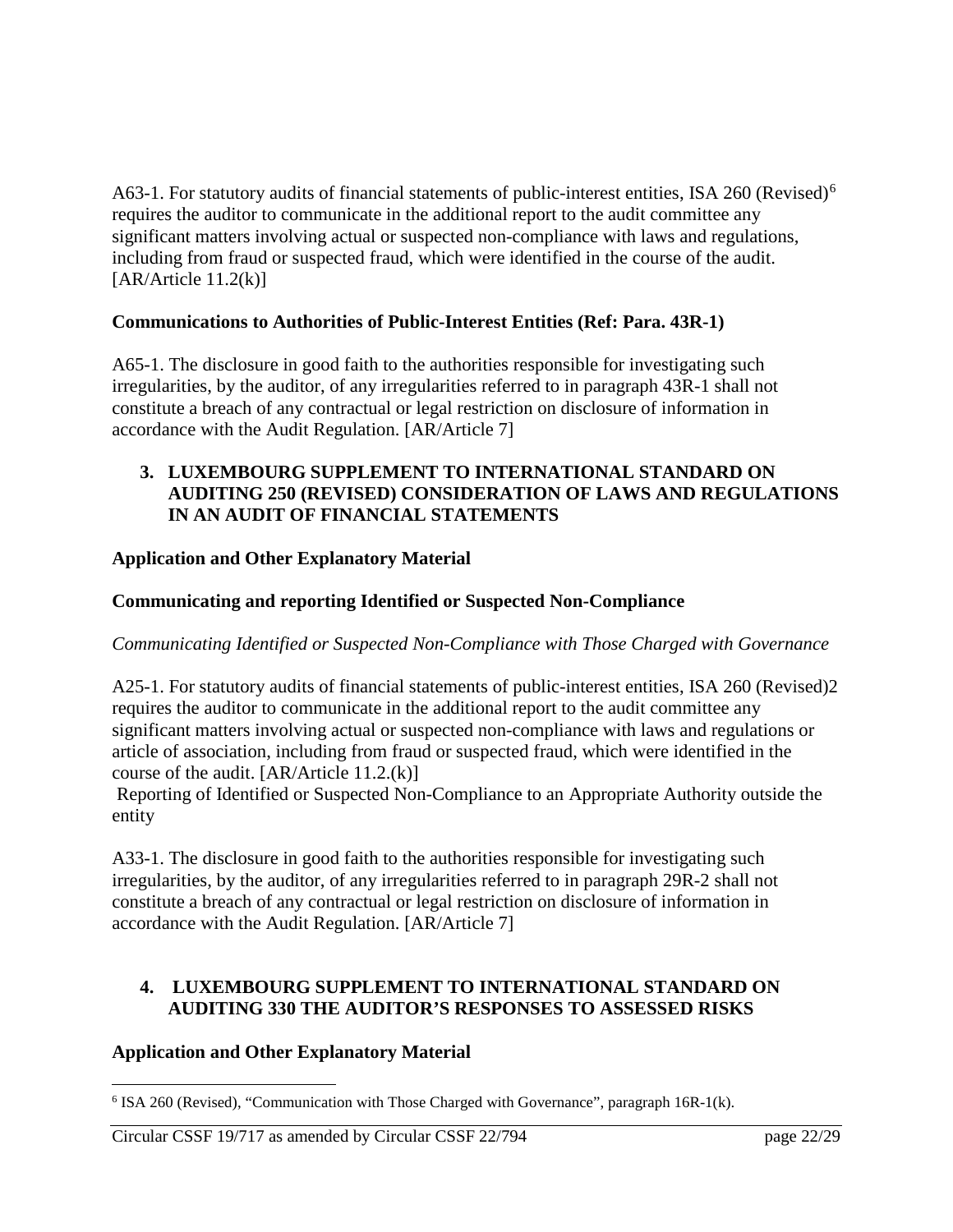A63-1. For statutory audits of financial statements of public-interest entities, ISA 260 (Revised)[6] requires the auditor to communicate in the additional report to the audit committee any significant matters involving actual or suspected non-compliance with laws and regulations, including from fraud or suspected fraud, which were identified in the course of the audit. [AR/Article 11.2(k)]

**Communications to Authorities of Public-Interest Entities (Ref: Para. 43R-1)**

A65-1. The disclosure in good faith to the authorities responsible for investigating such irregularities, by the auditor, of any irregularities referred to in paragraph 43R-1 shall not constitute a breach of any contractual or legal restriction on disclosure of information in accordance with the Audit Regulation. [AR/Article 7]

## 3. LUXEMBOURG SUPPLEMENT TO INTERNATIONAL STANDARD ON AUDITING 250 (REVISED) CONSIDERATION OF LAWS AND REGULATIONS IN AN AUDIT OF FINANCIAL STATEMENTS

**Application and Other Explanatory Material**

**Communicating and reporting Identified or Suspected Non-Compliance**

*Communicating Identified or Suspected Non-Compliance with Those Charged with Governance*

A25-1. For statutory audits of financial statements of public-interest entities, ISA 260 (Revised)2 requires the auditor to communicate in the additional report to the audit committee any significant matters involving actual or suspected non-compliance with laws and regulations or article of association, including from fraud or suspected fraud, which were identified in the course of the audit. [AR/Article 11.2.(k)]

Reporting of Identified or Suspected Non-Compliance to an Appropriate Authority outside the entity

A33-1. The disclosure in good faith to the authorities responsible for investigating such irregularities, by the auditor, of any irregularities referred to in paragraph 29R-2 shall not constitute a breach of any contractual or legal restriction on disclosure of information in accordance with the Audit Regulation. [AR/Article 7]

## 4. LUXEMBOURG SUPPLEMENT TO INTERNATIONAL STANDARD ON AUDITING 330 THE AUDITOR'S RESPONSES TO ASSESSED RISKS

**Application and Other Explanatory Material**

[6] ISA 260 (Revised), "Communication with Those Charged with Governance", paragraph 16R-1(k).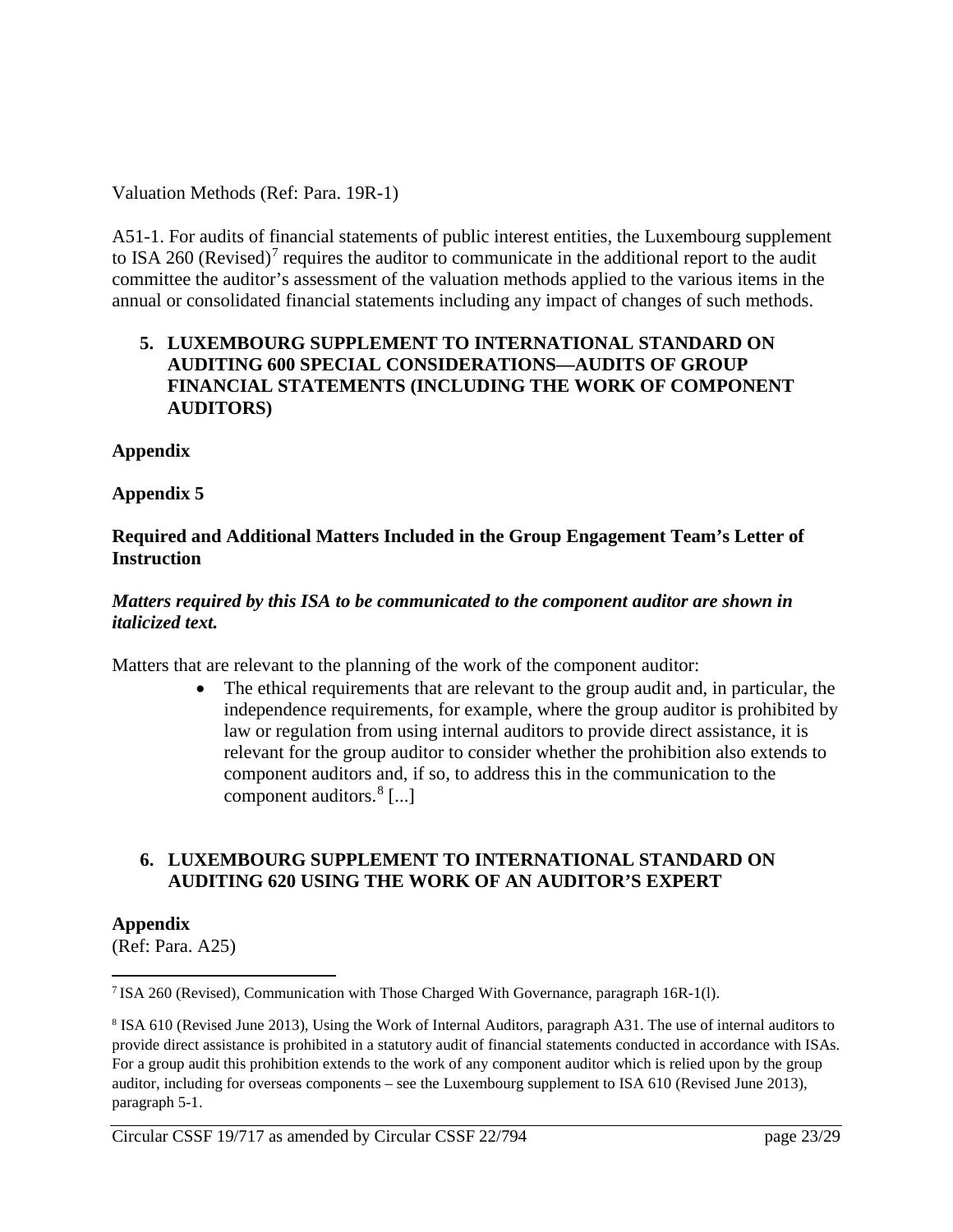Valuation Methods (Ref: Para. 19R-1)

A51-1. For audits of financial statements of public interest entities, the Luxembourg supplement to ISA 260 (Revised)[7] requires the auditor to communicate in the additional report to the audit committee the auditor's assessment of the valuation methods applied to the various items in the annual or consolidated financial statements including any impact of changes of such methods.

## 5. LUXEMBOURG SUPPLEMENT TO INTERNATIONAL STANDARD ON AUDITING 600 SPECIAL CONSIDERATIONS—AUDITS OF GROUP FINANCIAL STATEMENTS (INCLUDING THE WORK OF COMPONENT AUDITORS)

**Appendix**

**Appendix 5**

**Required and Additional Matters Included in the Group Engagement Team's Letter of Instruction**

***Matters required by this ISA to be communicated to the component auditor are shown in italicized text.***

Matters that are relevant to the planning of the work of the component auditor:

- The ethical requirements that are relevant to the group audit and, in particular, the independence requirements, for example, where the group auditor is prohibited by law or regulation from using internal auditors to provide direct assistance, it is relevant for the group auditor to consider whether the prohibition also extends to component auditors and, if so, to address this in the communication to the component auditors.[8] [...]

## 6. LUXEMBOURG SUPPLEMENT TO INTERNATIONAL STANDARD ON AUDITING 620 USING THE WORK OF AN AUDITOR'S EXPERT

**Appendix**
(Ref: Para. A25)

---

[7] ISA 260 (Revised), Communication with Those Charged With Governance, paragraph 16R-1(l).

[8] ISA 610 (Revised June 2013), Using the Work of Internal Auditors, paragraph A31. The use of internal auditors to provide direct assistance is prohibited in a statutory audit of financial statements conducted in accordance with ISAs. For a group audit this prohibition extends to the work of any component auditor which is relied upon by the group auditor, including for overseas components – see the Luxembourg supplement to ISA 610 (Revised June 2013), paragraph 5-1.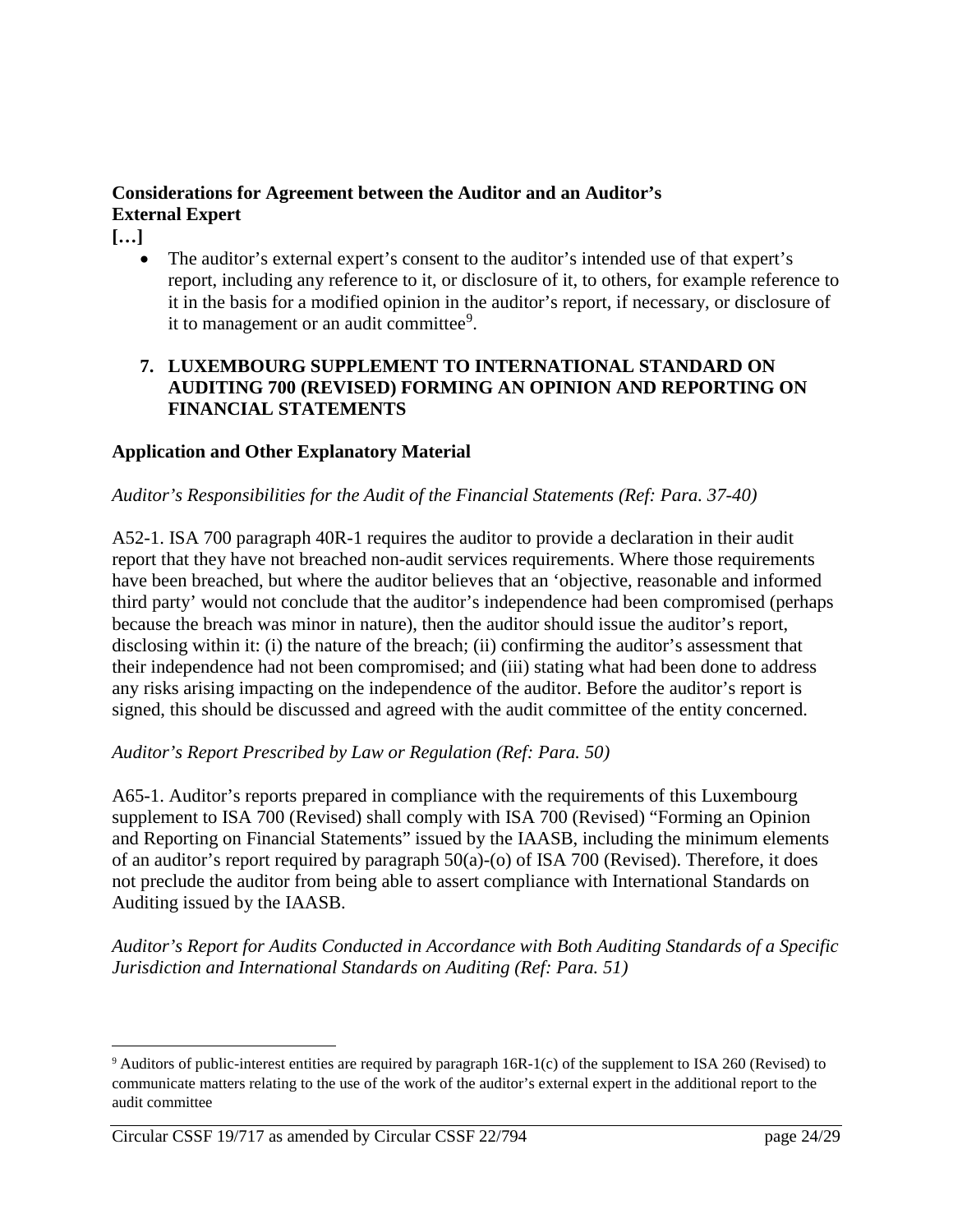**Considerations for Agreement between the Auditor and an Auditor's External Expert**

**[…]**

- The auditor's external expert's consent to the auditor's intended use of that expert's report, including any reference to it, or disclosure of it, to others, for example reference to it in the basis for a modified opinion in the auditor's report, if necessary, or disclosure of it to management or an audit committee[9].

## 7. LUXEMBOURG SUPPLEMENT TO INTERNATIONAL STANDARD ON AUDITING 700 (REVISED) FORMING AN OPINION AND REPORTING ON FINANCIAL STATEMENTS

### Application and Other Explanatory Material

*Auditor's Responsibilities for the Audit of the Financial Statements (Ref: Para. 37-40)*

A52-1. ISA 700 paragraph 40R-1 requires the auditor to provide a declaration in their audit report that they have not breached non-audit services requirements. Where those requirements have been breached, but where the auditor believes that an 'objective, reasonable and informed third party' would not conclude that the auditor's independence had been compromised (perhaps because the breach was minor in nature), then the auditor should issue the auditor's report, disclosing within it: (i) the nature of the breach; (ii) confirming the auditor's assessment that their independence had not been compromised; and (iii) stating what had been done to address any risks arising impacting on the independence of the auditor. Before the auditor's report is signed, this should be discussed and agreed with the audit committee of the entity concerned.

*Auditor's Report Prescribed by Law or Regulation (Ref: Para. 50)*

A65-1. Auditor's reports prepared in compliance with the requirements of this Luxembourg supplement to ISA 700 (Revised) shall comply with ISA 700 (Revised) "Forming an Opinion and Reporting on Financial Statements" issued by the IAASB, including the minimum elements of an auditor's report required by paragraph 50(a)-(o) of ISA 700 (Revised). Therefore, it does not preclude the auditor from being able to assert compliance with International Standards on Auditing issued by the IAASB.

*Auditor's Report for Audits Conducted in Accordance with Both Auditing Standards of a Specific Jurisdiction and International Standards on Auditing (Ref: Para. 51)*

---

[9] Auditors of public-interest entities are required by paragraph 16R-1(c) of the supplement to ISA 260 (Revised) to communicate matters relating to the use of the work of the auditor's external expert in the additional report to the audit committee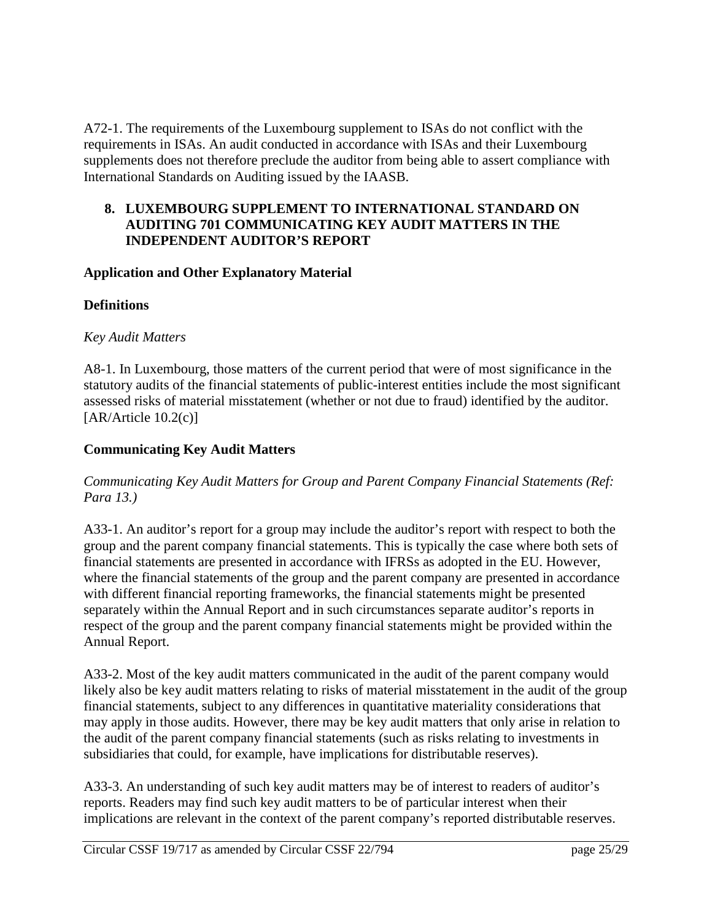A72-1. The requirements of the Luxembourg supplement to ISAs do not conflict with the requirements in ISAs. An audit conducted in accordance with ISAs and their Luxembourg supplements does not therefore preclude the auditor from being able to assert compliance with International Standards on Auditing issued by the IAASB.

## 8. LUXEMBOURG SUPPLEMENT TO INTERNATIONAL STANDARD ON AUDITING 701 COMMUNICATING KEY AUDIT MATTERS IN THE INDEPENDENT AUDITOR'S REPORT

### Application and Other Explanatory Material

### Definitions

*Key Audit Matters*

A8-1. In Luxembourg, those matters of the current period that were of most significance in the statutory audits of the financial statements of public-interest entities include the most significant assessed risks of material misstatement (whether or not due to fraud) identified by the auditor. [AR/Article 10.2(c)]

### Communicating Key Audit Matters

*Communicating Key Audit Matters for Group and Parent Company Financial Statements (Ref: Para 13.)*

A33-1. An auditor's report for a group may include the auditor's report with respect to both the group and the parent company financial statements. This is typically the case where both sets of financial statements are presented in accordance with IFRSs as adopted in the EU. However, where the financial statements of the group and the parent company are presented in accordance with different financial reporting frameworks, the financial statements might be presented separately within the Annual Report and in such circumstances separate auditor's reports in respect of the group and the parent company financial statements might be provided within the Annual Report.

A33-2. Most of the key audit matters communicated in the audit of the parent company would likely also be key audit matters relating to risks of material misstatement in the audit of the group financial statements, subject to any differences in quantitative materiality considerations that may apply in those audits. However, there may be key audit matters that only arise in relation to the audit of the parent company financial statements (such as risks relating to investments in subsidiaries that could, for example, have implications for distributable reserves).

A33-3. An understanding of such key audit matters may be of interest to readers of auditor's reports. Readers may find such key audit matters to be of particular interest when their implications are relevant in the context of the parent company's reported distributable reserves.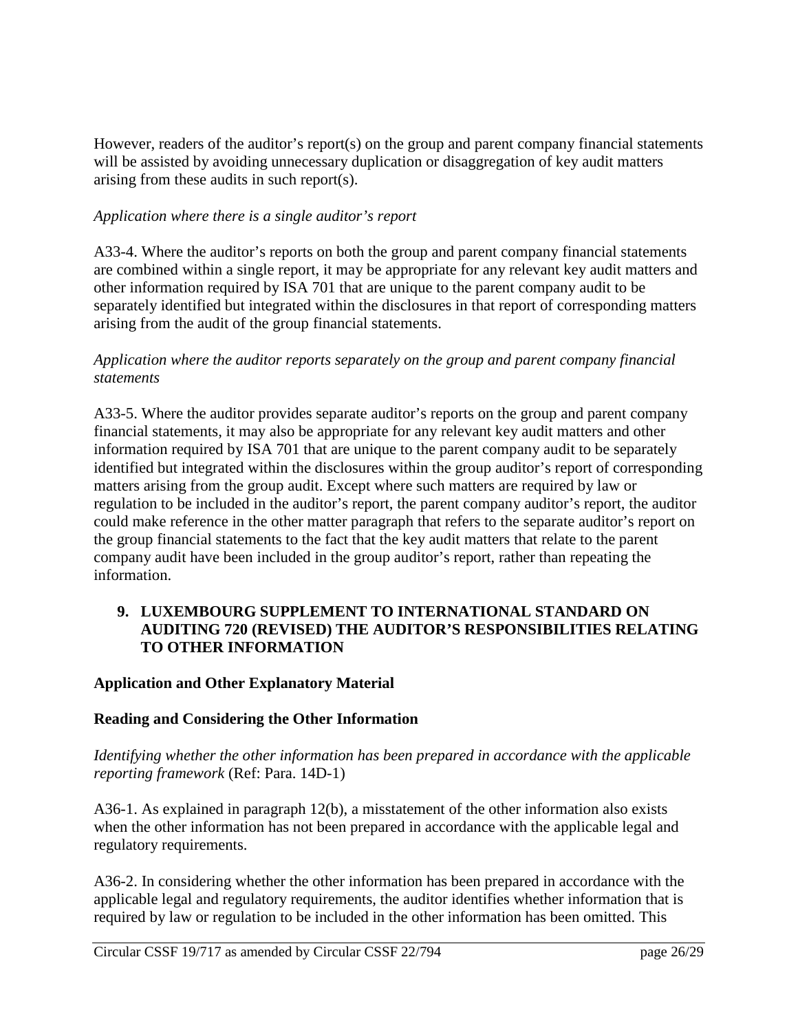However, readers of the auditor's report(s) on the group and parent company financial statements will be assisted by avoiding unnecessary duplication or disaggregation of key audit matters arising from these audits in such report(s).

*Application where there is a single auditor's report*

A33-4. Where the auditor's reports on both the group and parent company financial statements are combined within a single report, it may be appropriate for any relevant key audit matters and other information required by ISA 701 that are unique to the parent company audit to be separately identified but integrated within the disclosures in that report of corresponding matters arising from the audit of the group financial statements.

*Application where the auditor reports separately on the group and parent company financial statements*

A33-5. Where the auditor provides separate auditor's reports on the group and parent company financial statements, it may also be appropriate for any relevant key audit matters and other information required by ISA 701 that are unique to the parent company audit to be separately identified but integrated within the disclosures within the group auditor's report of corresponding matters arising from the group audit. Except where such matters are required by law or regulation to be included in the auditor's report, the parent company auditor's report, the auditor could make reference in the other matter paragraph that refers to the separate auditor's report on the group financial statements to the fact that the key audit matters that relate to the parent company audit have been included in the group auditor's report, rather than repeating the information.

## 9. LUXEMBOURG SUPPLEMENT TO INTERNATIONAL STANDARD ON AUDITING 720 (REVISED) THE AUDITOR'S RESPONSIBILITIES RELATING TO OTHER INFORMATION

### Application and Other Explanatory Material

### Reading and Considering the Other Information

*Identifying whether the other information has been prepared in accordance with the applicable reporting framework* (Ref: Para. 14D-1)

A36-1. As explained in paragraph 12(b), a misstatement of the other information also exists when the other information has not been prepared in accordance with the applicable legal and regulatory requirements.

A36-2. In considering whether the other information has been prepared in accordance with the applicable legal and regulatory requirements, the auditor identifies whether information that is required by law or regulation to be included in the other information has been omitted. This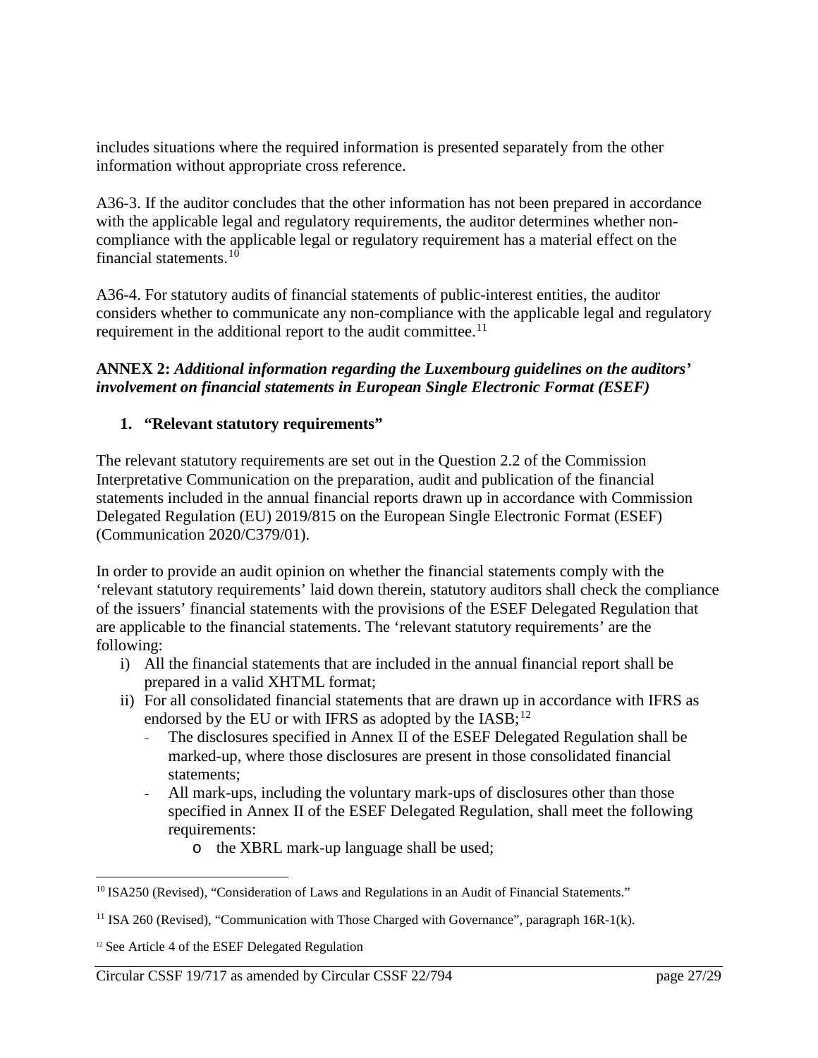includes situations where the required information is presented separately from the other information without appropriate cross reference.

A36-3. If the auditor concludes that the other information has not been prepared in accordance with the applicable legal and regulatory requirements, the auditor determines whether non-compliance with the applicable legal or regulatory requirement has a material effect on the financial statements.[10]

A36-4. For statutory audits of financial statements of public-interest entities, the auditor considers whether to communicate any non-compliance with the applicable legal and regulatory requirement in the additional report to the audit committee.[11]

**ANNEX 2:** ***Additional information regarding the Luxembourg guidelines on the auditors' involvement on financial statements in European Single Electronic Format (ESEF)***

1. **"Relevant statutory requirements"**

The relevant statutory requirements are set out in the Question 2.2 of the Commission Interpretative Communication on the preparation, audit and publication of the financial statements included in the annual financial reports drawn up in accordance with Commission Delegated Regulation (EU) 2019/815 on the European Single Electronic Format (ESEF) (Communication 2020/C379/01).

In order to provide an audit opinion on whether the financial statements comply with the 'relevant statutory requirements' laid down therein, statutory auditors shall check the compliance of the issuers' financial statements with the provisions of the ESEF Delegated Regulation that are applicable to the financial statements. The 'relevant statutory requirements' are the following:

i) All the financial statements that are included in the annual financial report shall be prepared in a valid XHTML format;
ii) For all consolidated financial statements that are drawn up in accordance with IFRS as endorsed by the EU or with IFRS as adopted by the IASB;[12]
   - The disclosures specified in Annex II of the ESEF Delegated Regulation shall be marked-up, where those disclosures are present in those consolidated financial statements;
   - All mark-ups, including the voluntary mark-ups of disclosures other than those specified in Annex II of the ESEF Delegated Regulation, shall meet the following requirements:
      - the XBRL mark-up language shall be used;

[10] ISA250 (Revised), "Consideration of Laws and Regulations in an Audit of Financial Statements."

[11] ISA 260 (Revised), "Communication with Those Charged with Governance", paragraph 16R-1(k).

[12] See Article 4 of the ESEF Delegated Regulation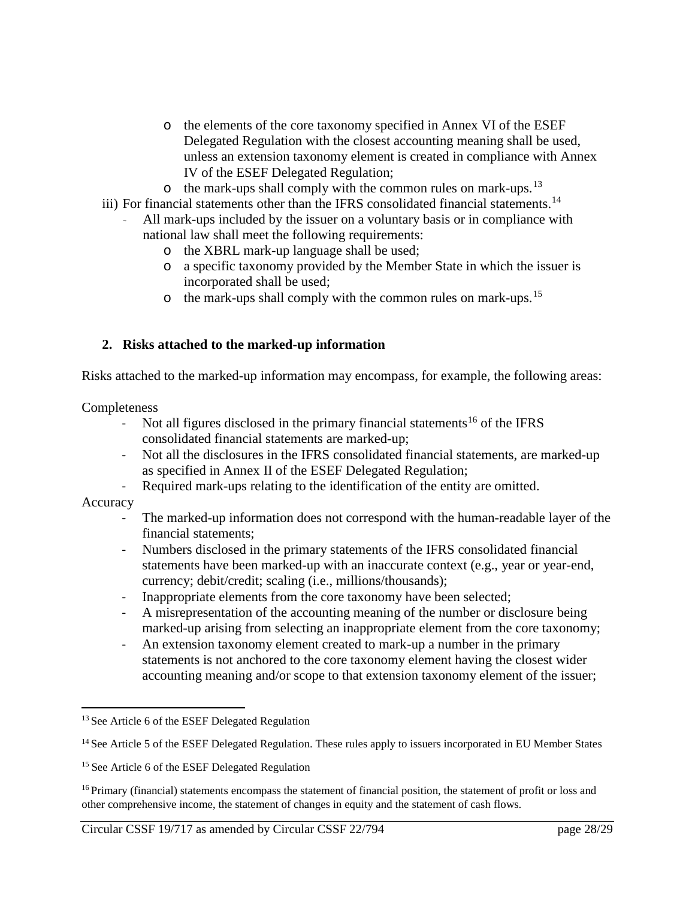- the elements of the core taxonomy specified in Annex VI of the ESEF Delegated Regulation with the closest accounting meaning shall be used, unless an extension taxonomy element is created in compliance with Annex IV of the ESEF Delegated Regulation;
- the mark-ups shall comply with the common rules on mark-ups.[13]

iii) For financial statements other than the IFRS consolidated financial statements.[14]

- All mark-ups included by the issuer on a voluntary basis or in compliance with national law shall meet the following requirements:
  - the XBRL mark-up language shall be used;
  - a specific taxonomy provided by the Member State in which the issuer is incorporated shall be used;
  - the mark-ups shall comply with the common rules on mark-ups.[15]

## 2. Risks attached to the marked-up information

Risks attached to the marked-up information may encompass, for example, the following areas:

Completeness

- Not all figures disclosed in the primary financial statements[16] of the IFRS consolidated financial statements are marked-up;
- Not all the disclosures in the IFRS consolidated financial statements, are marked-up as specified in Annex II of the ESEF Delegated Regulation;
- Required mark-ups relating to the identification of the entity are omitted.

Accuracy

- The marked-up information does not correspond with the human-readable layer of the financial statements;
- Numbers disclosed in the primary statements of the IFRS consolidated financial statements have been marked-up with an inaccurate context (e.g., year or year-end, currency; debit/credit; scaling (i.e., millions/thousands);
- Inappropriate elements from the core taxonomy have been selected;
- A misrepresentation of the accounting meaning of the number or disclosure being marked-up arising from selecting an inappropriate element from the core taxonomy;
- An extension taxonomy element created to mark-up a number in the primary statements is not anchored to the core taxonomy element having the closest wider accounting meaning and/or scope to that extension taxonomy element of the issuer;

---

[13] See Article 6 of the ESEF Delegated Regulation

[14] See Article 5 of the ESEF Delegated Regulation. These rules apply to issuers incorporated in EU Member States

[15] See Article 6 of the ESEF Delegated Regulation

[16] Primary (financial) statements encompass the statement of financial position, the statement of profit or loss and other comprehensive income, the statement of changes in equity and the statement of cash flows.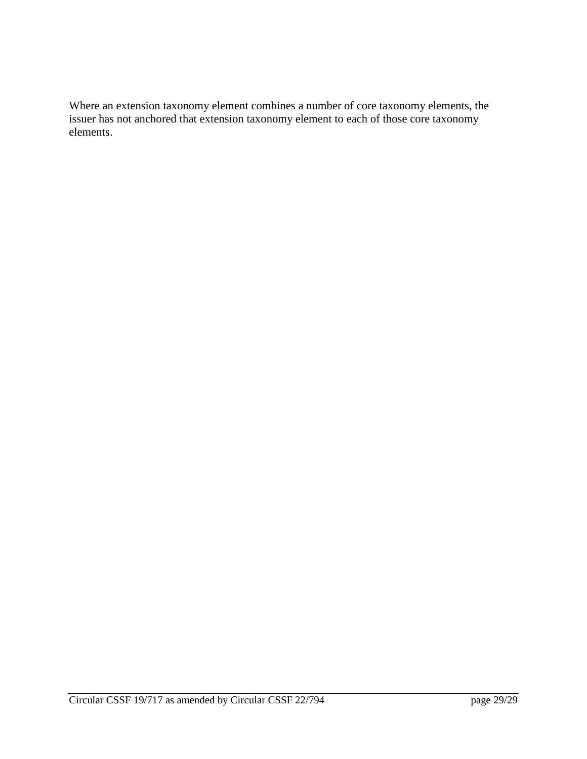Where an extension taxonomy element combines a number of core taxonomy elements, the issuer has not anchored that extension taxonomy element to each of those core taxonomy elements.